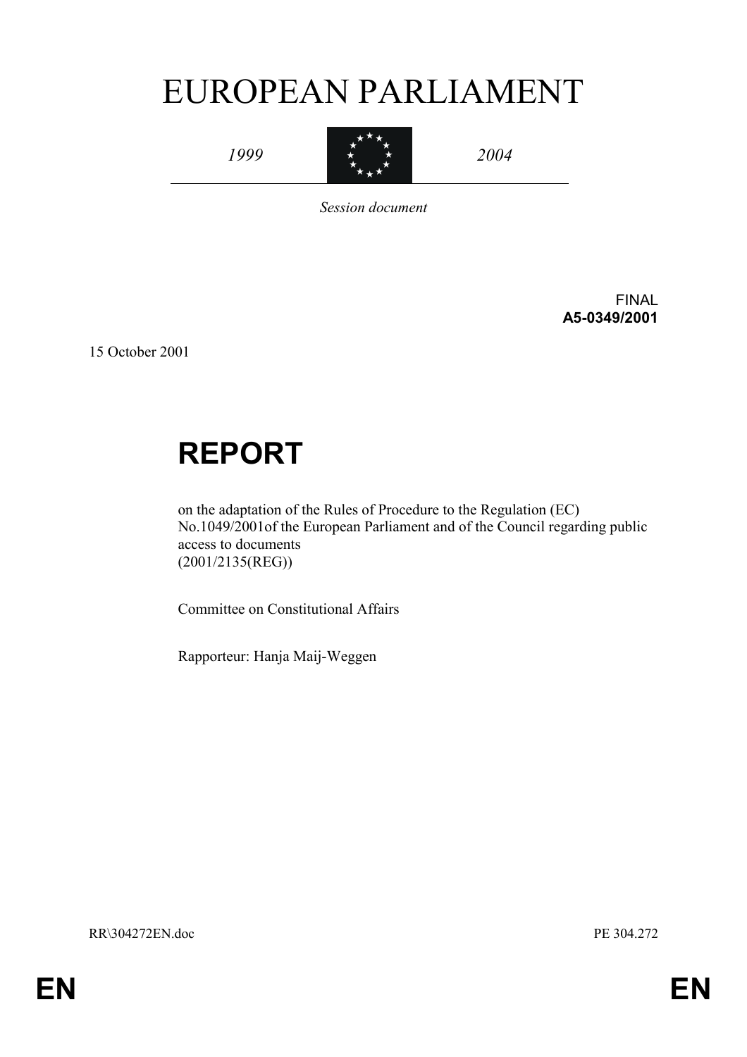# EUROPEAN PARLIAMENT

*1999* *2004*

*Session document*

FINAL
**A5-0349/2001**

15 October 2001

# REPORT

on the adaptation of the Rules of Procedure to the Regulation (EC) No.1049/2001of the European Parliament and of the Council regarding public access to documents
(2001/2135(REG))

Committee on Constitutional Affairs

Rapporteur: Hanja Maij-Weggen

RR\304272EN.doc PE 304.272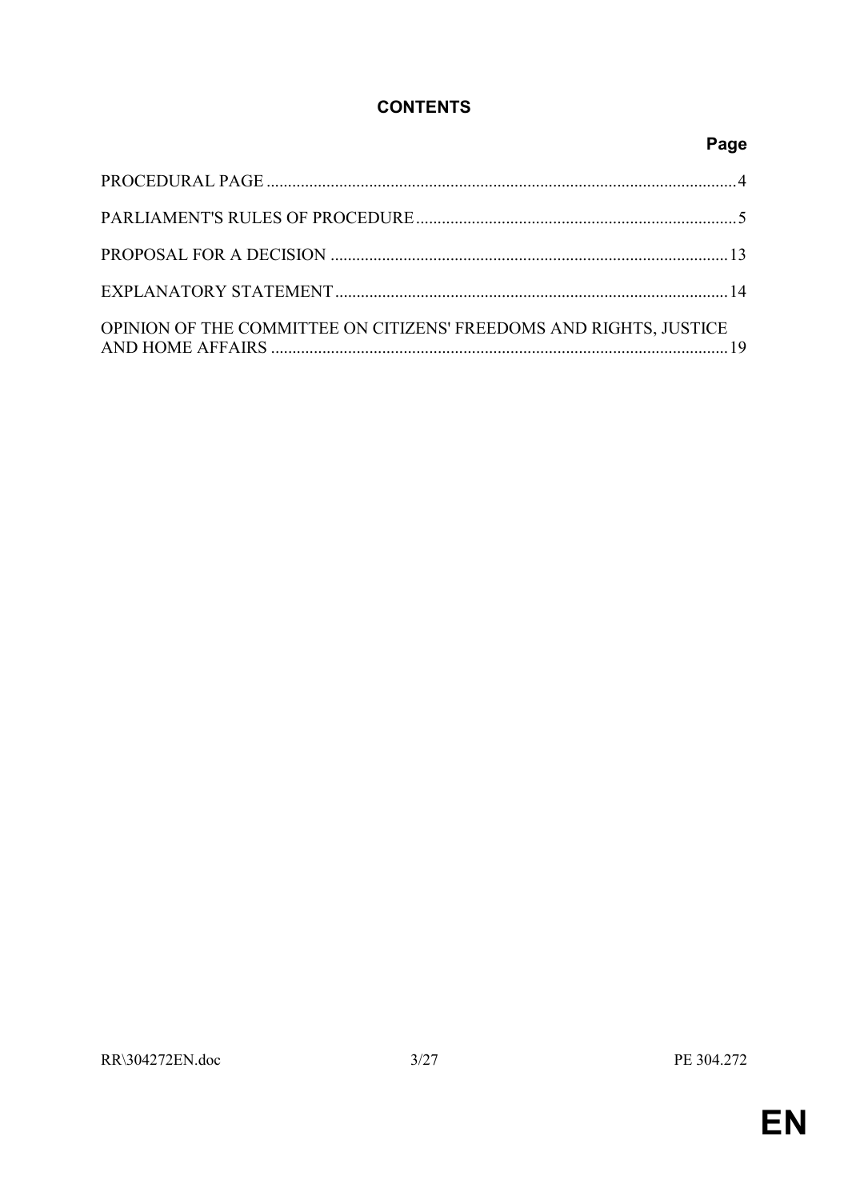# CONTENTS

| | Page |
|---|---|
| PROCEDURAL PAGE | 4 |
| PARLIAMENT'S RULES OF PROCEDURE | 5 |
| PROPOSAL FOR A DECISION | 13 |
| EXPLANATORY STATEMENT | 14 |
| OPINION OF THE COMMITTEE ON CITIZENS' FREEDOMS AND RIGHTS, JUSTICE AND HOME AFFAIRS | 19 |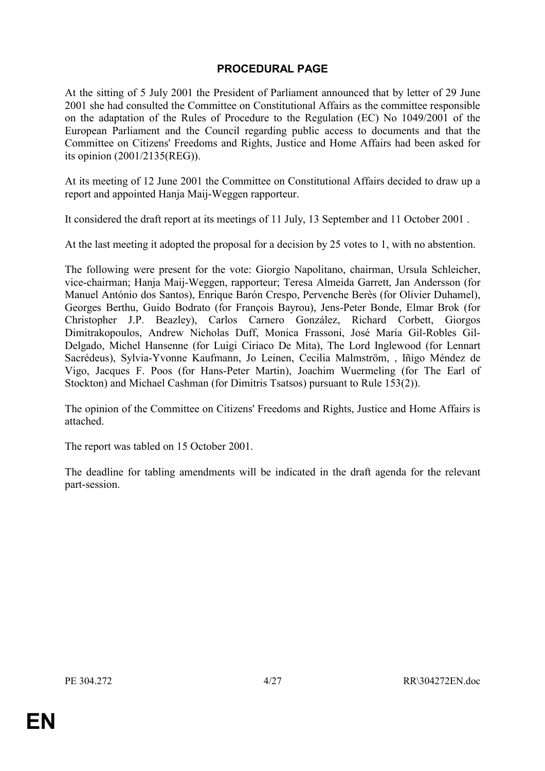## PROCEDURAL PAGE

At the sitting of 5 July 2001 the President of Parliament announced that by letter of 29 June 2001 she had consulted the Committee on Constitutional Affairs as the committee responsible on the adaptation of the Rules of Procedure to the Regulation (EC) No 1049/2001 of the European Parliament and the Council regarding public access to documents and that the Committee on Citizens' Freedoms and Rights, Justice and Home Affairs had been asked for its opinion (2001/2135(REG)).

At its meeting of 12 June 2001 the Committee on Constitutional Affairs decided to draw up a report and appointed Hanja Maij-Weggen rapporteur.

It considered the draft report at its meetings of 11 July, 13 September and 11 October 2001 .

At the last meeting it adopted the proposal for a decision by 25 votes to 1, with no abstention.

The following were present for the vote: Giorgio Napolitano, chairman, Ursula Schleicher, vice-chairman; Hanja Maij-Weggen, rapporteur; Teresa Almeida Garrett, Jan Andersson (for Manuel António dos Santos), Enrique Barón Crespo, Pervenche Berès (for Olivier Duhamel), Georges Berthu, Guido Bodrato (for François Bayrou), Jens-Peter Bonde, Elmar Brok (for Christopher J.P. Beazley), Carlos Carnero González, Richard Corbett, Giorgos Dimitrakopoulos, Andrew Nicholas Duff, Monica Frassoni, José María Gil-Robles Gil-Delgado, Michel Hansenne (for Luigi Ciriaco De Mita), The Lord Inglewood (for Lennart Sacrédeus), Sylvia-Yvonne Kaufmann, Jo Leinen, Cecilia Malmström, , Iñigo Méndez de Vigo, Jacques F. Poos (for Hans-Peter Martin), Joachim Wuermeling (for The Earl of Stockton) and Michael Cashman (for Dimitris Tsatsos) pursuant to Rule 153(2)).

The opinion of the Committee on Citizens' Freedoms and Rights, Justice and Home Affairs is attached.

The report was tabled on 15 October 2001.

The deadline for tabling amendments will be indicated in the draft agenda for the relevant part-session.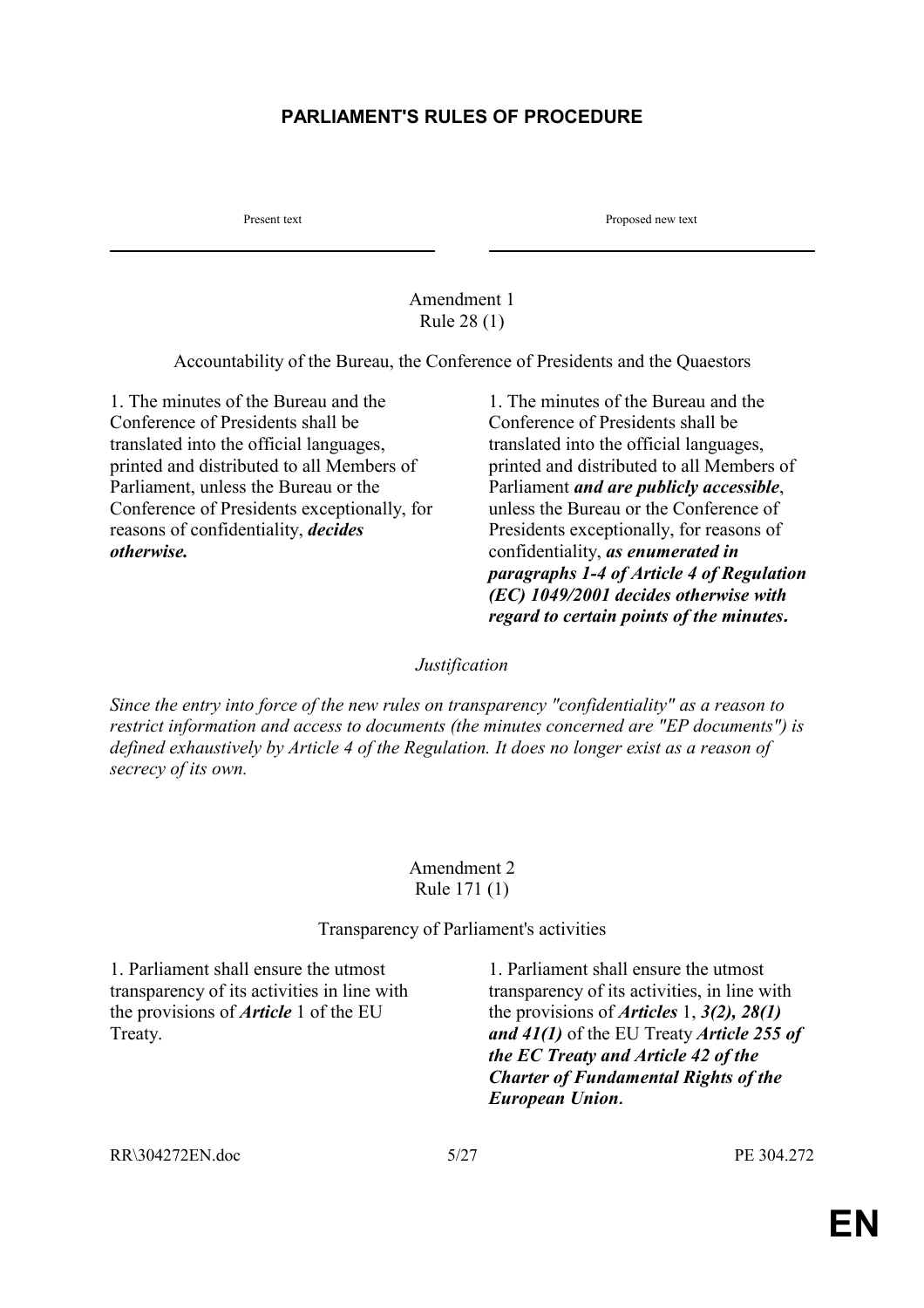# PARLIAMENT'S RULES OF PROCEDURE

| Present text | Proposed new text |
| --- | --- |

Amendment 1
Rule 28 (1)

Accountability of the Bureau, the Conference of Presidents and the Quaestors

| Present text | Proposed new text |
| --- | --- |
| 1. The minutes of the Bureau and the Conference of Presidents shall be translated into the official languages, printed and distributed to all Members of Parliament, unless the Bureau or the Conference of Presidents exceptionally, for reasons of confidentiality, ***decides otherwise.*** | 1. The minutes of the Bureau and the Conference of Presidents shall be translated into the official languages, printed and distributed to all Members of Parliament ***and are publicly accessible***, unless the Bureau or the Conference of Presidents exceptionally, for reasons of confidentiality, ***as enumerated in paragraphs 1-4 of Article 4 of Regulation (EC) 1049/2001 decides otherwise with regard to certain points of the minutes.*** |

*Justification*

*Since the entry into force of the new rules on transparency "confidentiality" as a reason to restrict information and access to documents (the minutes concerned are "EP documents") is defined exhaustively by Article 4 of the Regulation. It does no longer exist as a reason of secrecy of its own.*

Amendment 2
Rule 171 (1)

Transparency of Parliament's activities

| Present text | Proposed new text |
| --- | --- |
| 1. Parliament shall ensure the utmost transparency of its activities in line with the provisions of ***Article*** 1 of the EU Treaty. | 1. Parliament shall ensure the utmost transparency of its activities, in line with the provisions of ***Articles*** 1, ***3(2), 28(1) and 41(1)*** of the EU Treaty ***Article 255 of the EC Treaty and Article 42 of the Charter of Fundamental Rights of the European Union***. |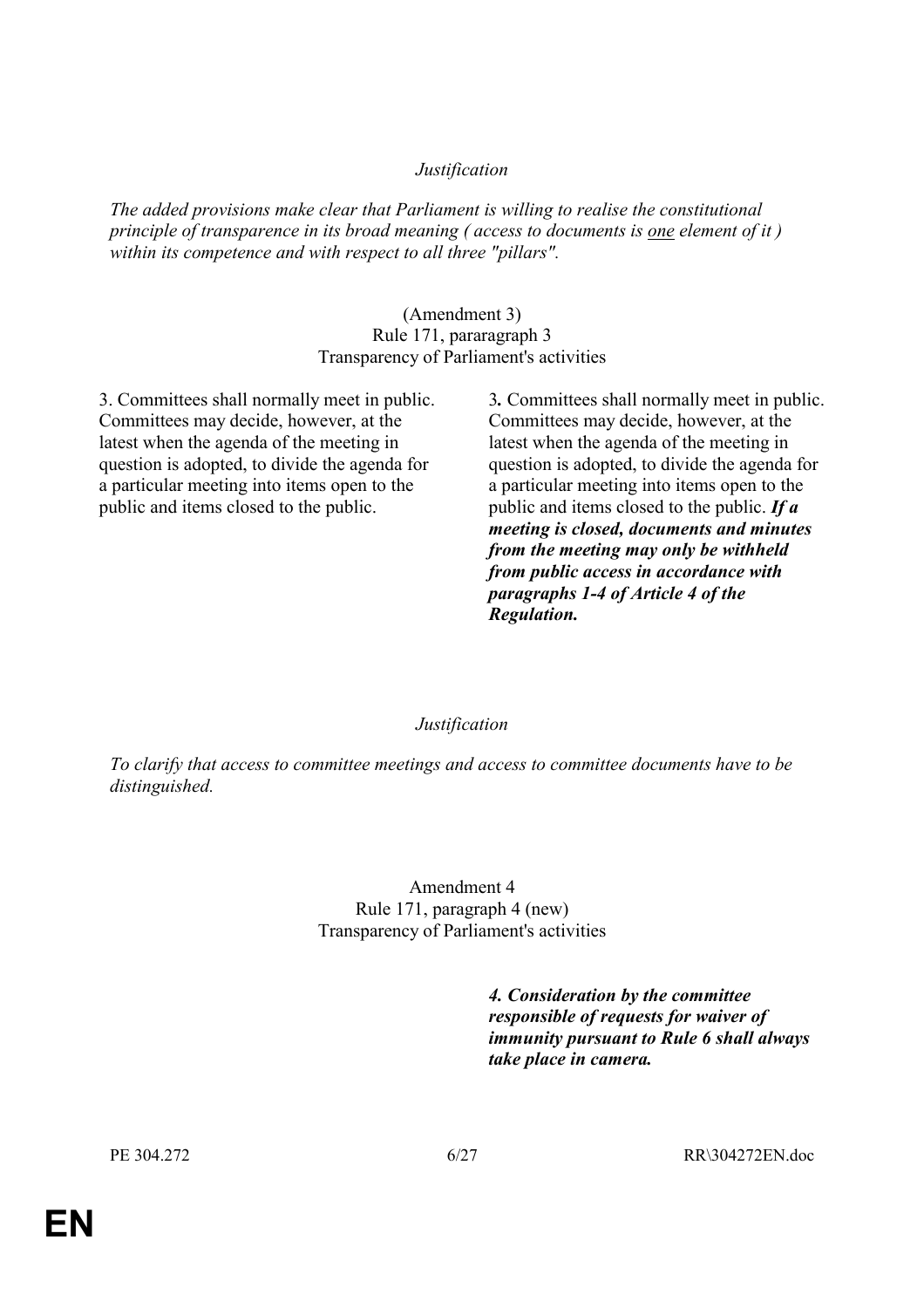*Justification*

*The added provisions make clear that Parliament is willing to realise the constitutional principle of transparence in its broad meaning ( access to documents is one element of it ) within its competence and with respect to all three "pillars".*

(Amendment 3)
Rule 171, pararagraph 3
Transparency of Parliament's activities

| | |
|---|---|
| 3. Committees shall normally meet in public. Committees may decide, however, at the latest when the agenda of the meeting in question is adopted, to divide the agenda for a particular meeting into items open to the public and items closed to the public. | 3**.** Committees shall normally meet in public. Committees may decide, however, at the latest when the agenda of the meeting in question is adopted, to divide the agenda for a particular meeting into items open to the public and items closed to the public. ***If a meeting is closed, documents and minutes from the meeting may only be withheld from public access in accordance with paragraphs 1-4 of Article 4 of the Regulation.*** |

*Justification*

*To clarify that access to committee meetings and access to committee documents have to be distinguished.*

Amendment 4
Rule 171, paragraph 4 (new)
Transparency of Parliament's activities

| | |
|---|---|
| | ***4. Consideration by the committee responsible of requests for waiver of immunity pursuant to Rule 6 shall always take place in camera.*** |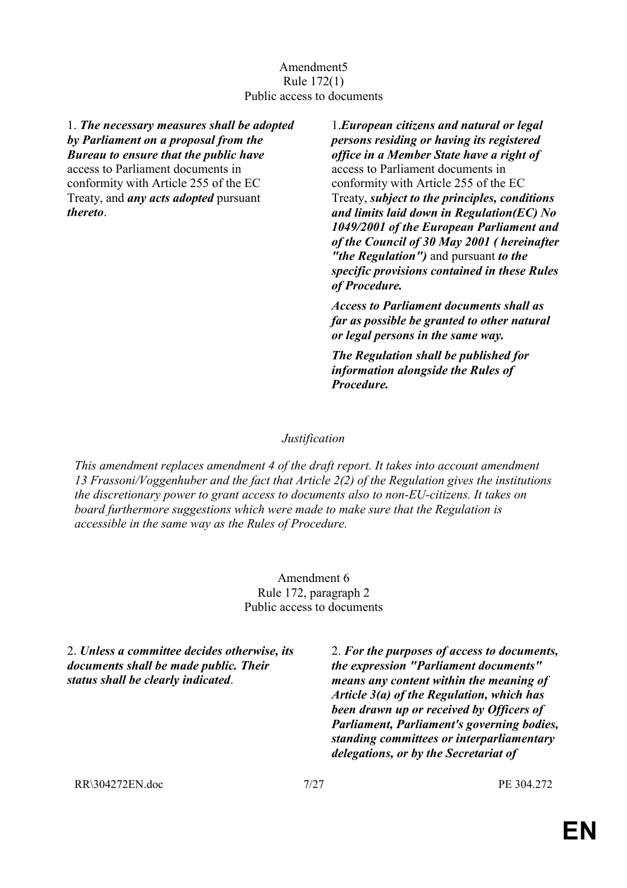Amendment5
Rule 172(1)
Public access to documents

| | |
|---|---|
| 1. ***The necessary measures shall be adopted by Parliament on a proposal from the Bureau to ensure that the public have*** access to Parliament documents in conformity with Article 255 of the EC Treaty, and ***any acts adopted*** pursuant ***thereto***. | 1.***European citizens and natural or legal persons residing or having its registered office in a Member State have a right of*** access to Parliament documents in conformity with Article 255 of the EC Treaty, ***subject to the principles, conditions and limits laid down in Regulation(EC) No 1049/2001 of the European Parliament and of the Council of 30 May 2001 ( hereinafter "the Regulation")*** and pursuant ***to the specific provisions contained in these Rules of Procedure.*** <br><br> ***Access to Parliament documents shall as far as possible be granted to other natural or legal persons in the same way.*** <br><br> ***The Regulation shall be published for information alongside the Rules of Procedure.*** |

*Justification*

*This amendment replaces amendment 4 of the draft report. It takes into account amendment 13 Frassoni/Voggenhuber and the fact that Article 2(2) of the Regulation gives the institutions the discretionary power to grant access to documents also to non-EU-citizens. It takes on board furthermore suggestions which were made to make sure that the Regulation is accessible in the same way as the Rules of Procedure.*

Amendment 6
Rule 172, paragraph 2
Public access to documents

| | |
|---|---|
| 2. ***Unless a committee decides otherwise, its documents shall be made public. Their status shall be clearly indicated***. | 2. ***For the purposes of access to documents, the expression "Parliament documents" means any content within the meaning of Article 3(a) of the Regulation, which has been drawn up or received by Officers of Parliament, Parliament's governing bodies, standing committees or interparliamentary delegations, or by the Secretariat of*** |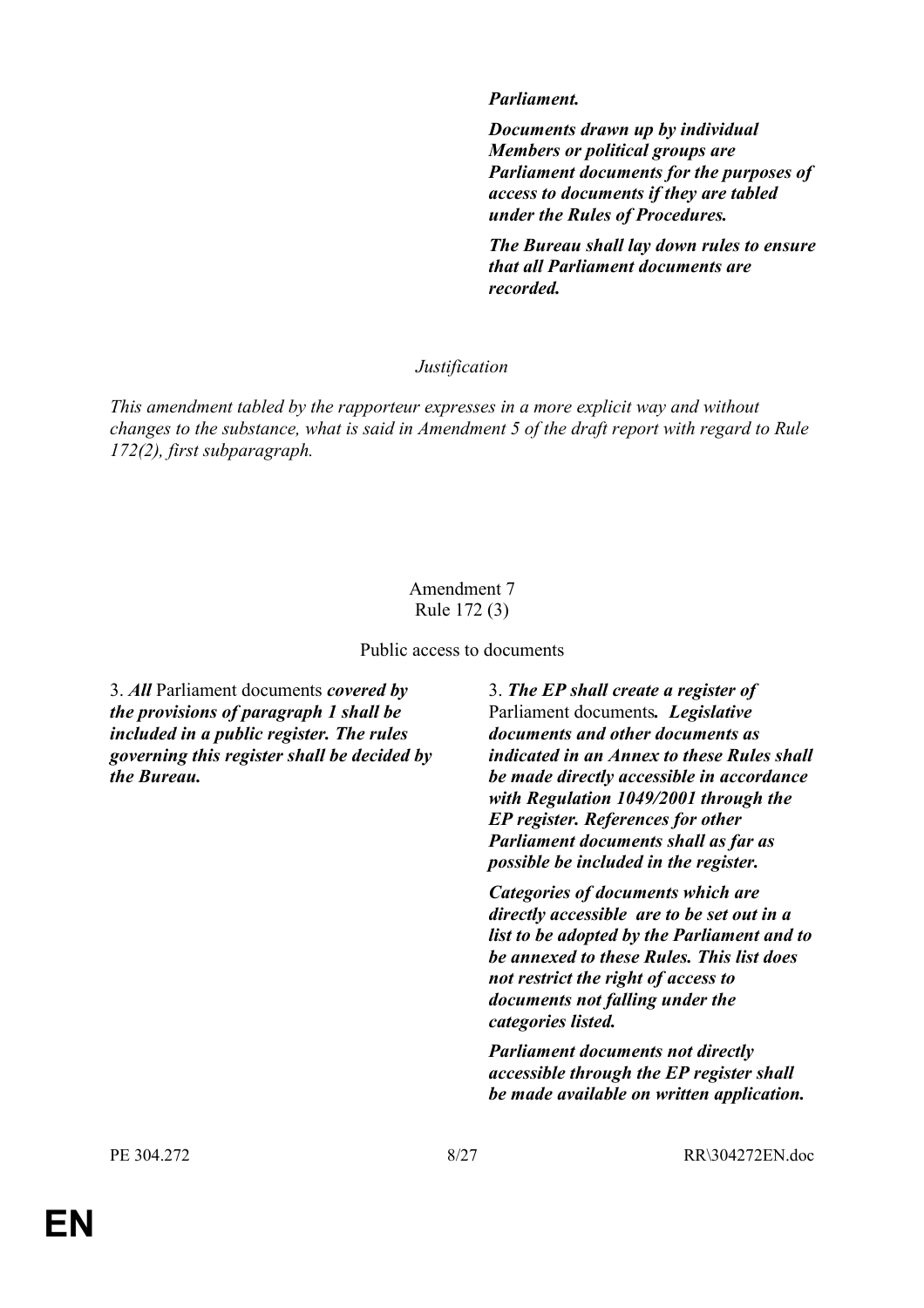| | ***Parliament.*** |
|---|---|
| | ***Documents drawn up by individual Members or political groups are Parliament documents for the purposes of access to documents if they are tabled under the Rules of Procedures.*** |
| | ***The Bureau shall lay down rules to ensure that all Parliament documents are recorded.*** |

*Justification*

*This amendment tabled by the rapporteur expresses in a more explicit way and without changes to the substance, what is said in Amendment 5 of the draft report with regard to Rule 172(2), first subparagraph.*

Amendment 7
Rule 172 (3)

Public access to documents

| | |
|---|---|
| 3. ***All*** Parliament documents ***covered by the provisions of paragraph 1 shall be included in a public register. The rules governing this register shall be decided by the Bureau.*** | 3. ***The EP shall create a register of*** Parliament documents***. Legislative documents and other documents as indicated in an Annex to these Rules shall be made directly accessible in accordance with Regulation 1049/2001 through the EP register. References for other Parliament documents shall as far as possible be included in the register.*** |
| | ***Categories of documents which are directly accessible are to be set out in a list to be adopted by the Parliament and to be annexed to these Rules. This list does not restrict the right of access to documents not falling under the categories listed.*** |
| | ***Parliament documents not directly accessible through the EP register shall be made available on written application.*** |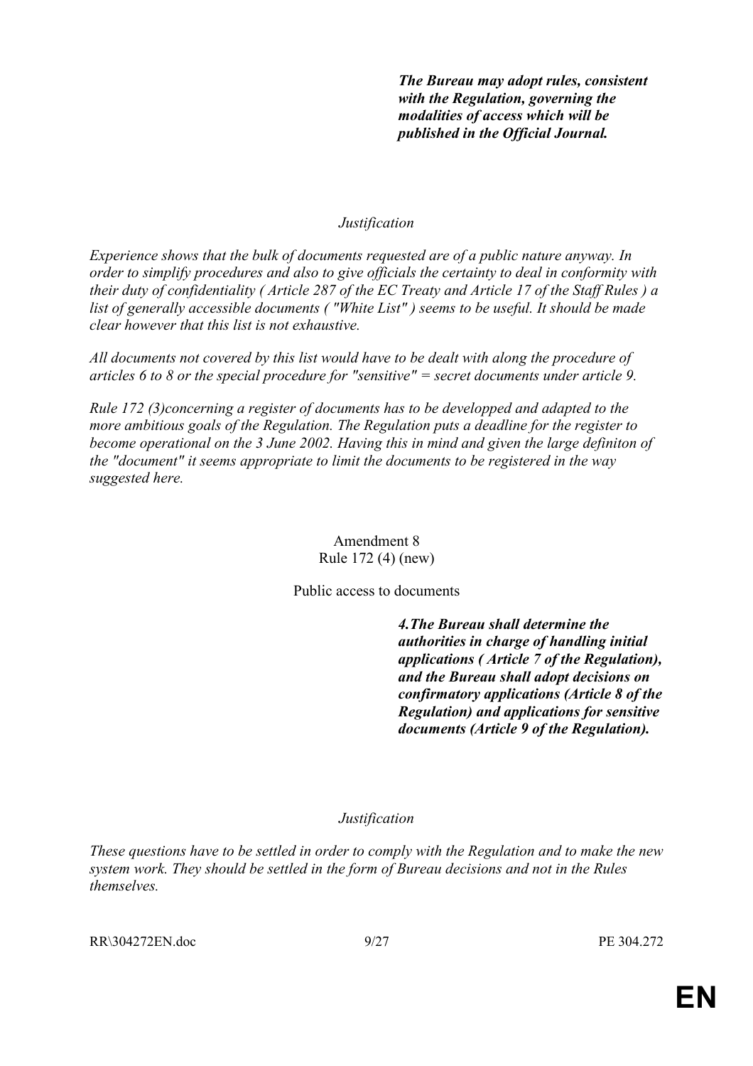***The Bureau may adopt rules, consistent with the Regulation, governing the modalities of access which will be published in the Official Journal.***

*Justification*

*Experience shows that the bulk of documents requested are of a public nature anyway. In order to simplify procedures and also to give officials the certainty to deal in conformity with their duty of confidentiality ( Article 287 of the EC Treaty and Article 17 of the Staff Rules ) a list of generally accessible documents ( "White List" ) seems to be useful. It should be made clear however that this list is not exhaustive.*

*All documents not covered by this list would have to be dealt with along the procedure of articles 6 to 8 or the special procedure for "sensitive" = secret documents under article 9.*

*Rule 172 (3)concerning a register of documents has to be developped and adapted to the more ambitious goals of the Regulation. The Regulation puts a deadline for the register to become operational on the 3 June 2002. Having this in mind and given the large definiton of the "document" it seems appropriate to limit the documents to be registered in the way suggested here.*

Amendment 8
Rule 172 (4) (new)

Public access to documents

***4.The Bureau shall determine the authorities in charge of handling initial applications ( Article 7 of the Regulation), and the Bureau shall adopt decisions on confirmatory applications (Article 8 of the Regulation) and applications for sensitive documents (Article 9 of the Regulation).***

*Justification*

*These questions have to be settled in order to comply with the Regulation and to make the new system work. They should be settled in the form of Bureau decisions and not in the Rules themselves.*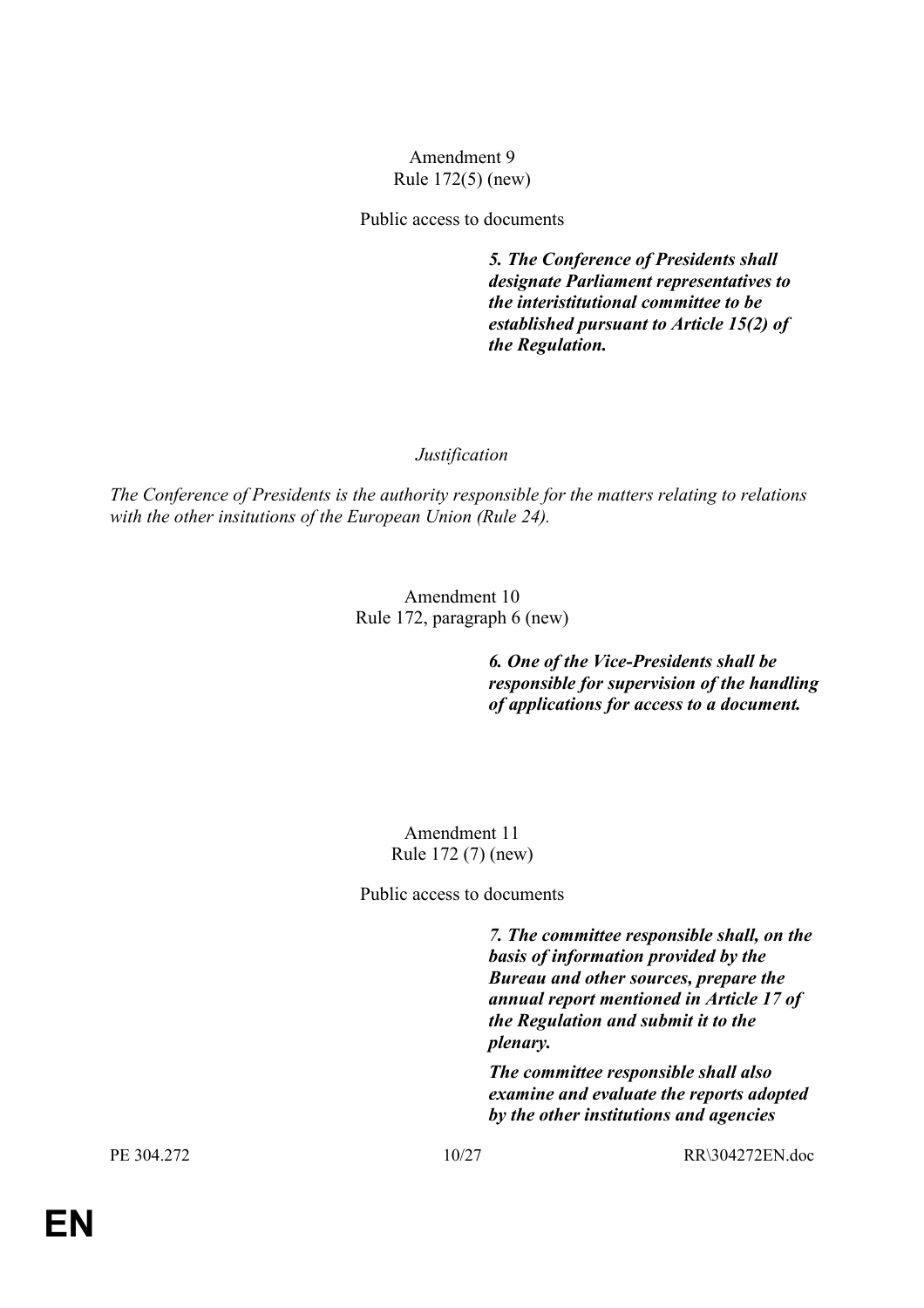Amendment 9
Rule 172(5) (new)

Public access to documents

***5. The Conference of Presidents shall designate Parliament representatives to the interistitutional committee to be established pursuant to Article 15(2) of the Regulation.***

*Justification*

*The Conference of Presidents is the authority responsible for the matters relating to relations with the other insitutions of the European Union (Rule 24).*

Amendment 10
Rule 172, paragraph 6 (new)

***6. One of the Vice-Presidents shall be responsible for supervision of the handling of applications for access to a document.***

Amendment 11
Rule 172 (7) (new)

Public access to documents

***7. The committee responsible shall, on the basis of information provided by the Bureau and other sources, prepare the annual report mentioned in Article 17 of the Regulation and submit it to the plenary.***

***The committee responsible shall also examine and evaluate the reports adopted by the other institutions and agencies***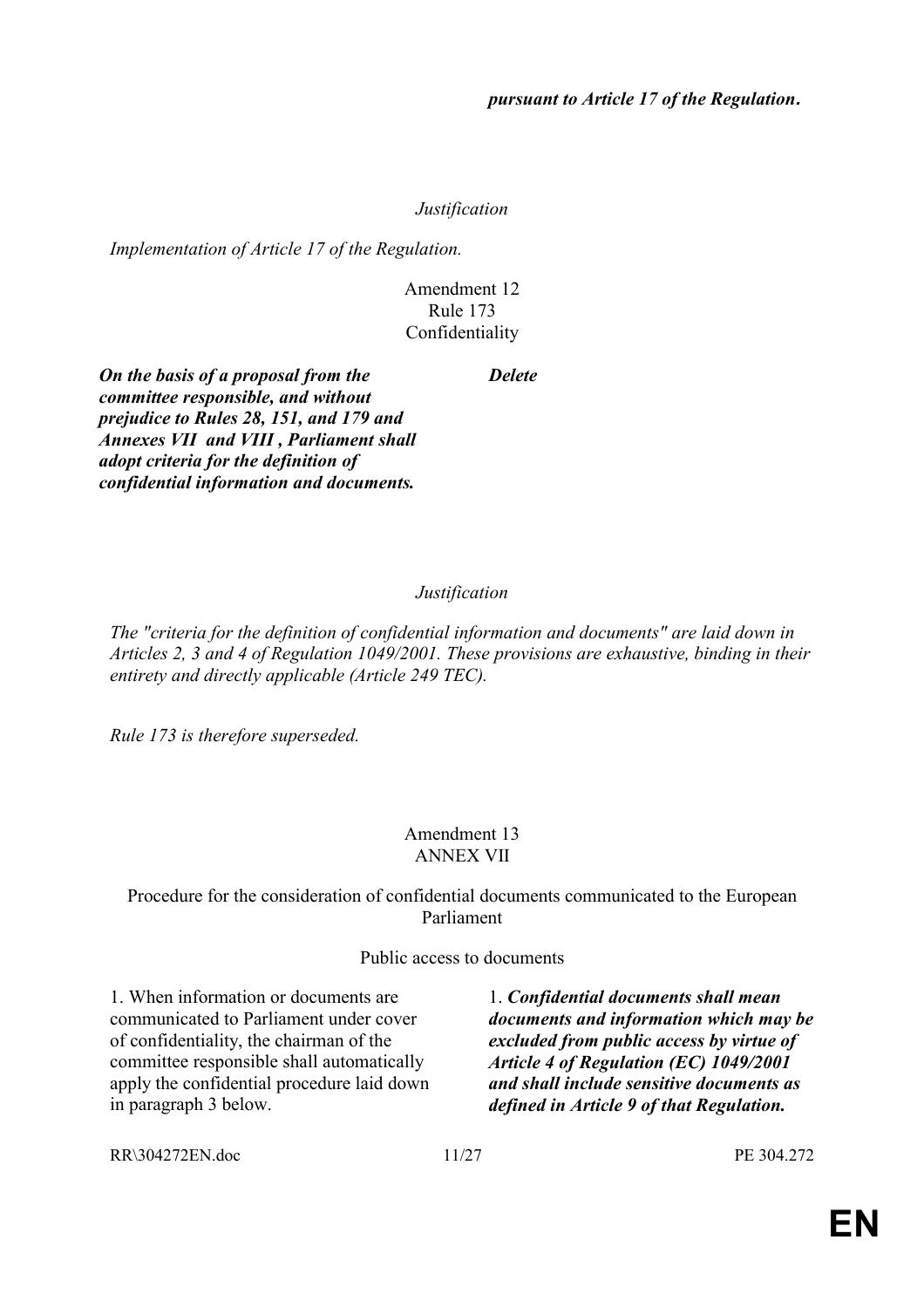***pursuant to Article 17 of the Regulation.***

*Justification*

*Implementation of Article 17 of the Regulation.*

Amendment 12
Rule 173
Confidentiality

| | |
|---|---|
| ***On the basis of a proposal from the committee responsible, and without prejudice to Rules 28, 151, and 179 and Annexes VII and VIII , Parliament shall adopt criteria for the definition of confidential information and documents.*** | ***Delete*** |

*Justification*

*The "criteria for the definition of confidential information and documents" are laid down in Articles 2, 3 and 4 of Regulation 1049/2001. These provisions are exhaustive, binding in their entirety and directly applicable (Article 249 TEC).*

*Rule 173 is therefore superseded.*

Amendment 13
ANNEX VII

Procedure for the consideration of confidential documents communicated to the European Parliament

Public access to documents

| | |
|---|---|
| 1. When information or documents are communicated to Parliament under cover of confidentiality, the chairman of the committee responsible shall automatically apply the confidential procedure laid down in paragraph 3 below. | 1. ***Confidential documents shall mean documents and information which may be excluded from public access by virtue of Article 4 of Regulation (EC) 1049/2001 and shall include sensitive documents as defined in Article 9 of that Regulation.*** |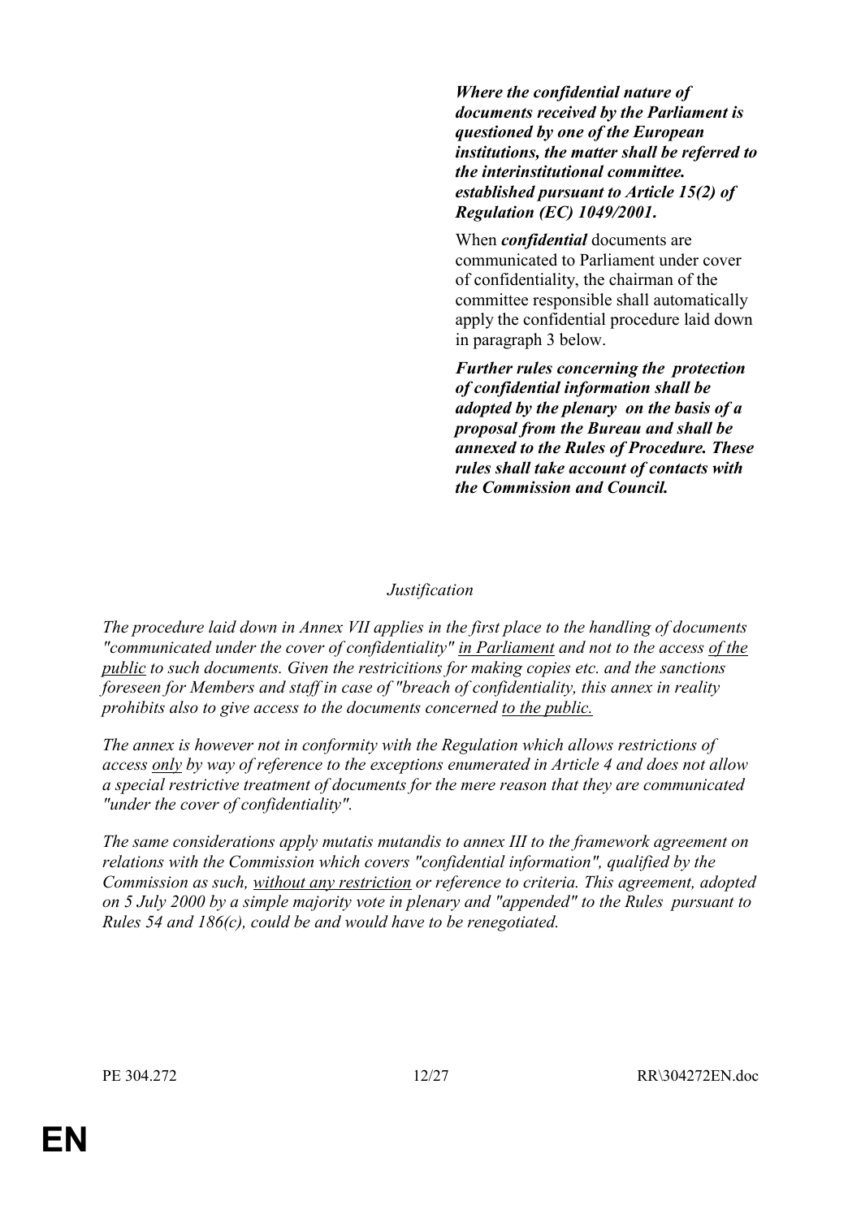***Where the confidential nature of documents received by the Parliament is questioned by one of the European institutions, the matter shall be referred to the interinstitutional committee. established pursuant to Article 15(2) of Regulation (EC) 1049/2001.***

When ***confidential*** documents are communicated to Parliament under cover of confidentiality, the chairman of the committee responsible shall automatically apply the confidential procedure laid down in paragraph 3 below.

***Further rules concerning the protection of confidential information shall be adopted by the plenary on the basis of a proposal from the Bureau and shall be annexed to the Rules of Procedure. These rules shall take account of contacts with the Commission and Council.***

*Justification*

*The procedure laid down in Annex VII applies in the first place to the handling of documents "communicated under the cover of confidentiality" <u>in Parliament</u> and not to the access <u>of the public</u> to such documents. Given the restricitions for making copies etc. and the sanctions foreseen for Members and staff in case of "breach of confidentiality, this annex in reality prohibits also to give access to the documents concerned <u>to the public.</u>*

*The annex is however not in conformity with the Regulation which allows restrictions of access <u>only</u> by way of reference to the exceptions enumerated in Article 4 and does not allow a special restrictive treatment of documents for the mere reason that they are communicated "under the cover of confidentiality".*

*The same considerations apply mutatis mutandis to annex III to the framework agreement on relations with the Commission which covers "confidential information", qualified by the Commission as such, <u>without any restriction</u> or reference to criteria. This agreement, adopted on 5 July 2000 by a simple majority vote in plenary and "appended" to the Rules pursuant to Rules 54 and 186(c), could be and would have to be renegotiated.*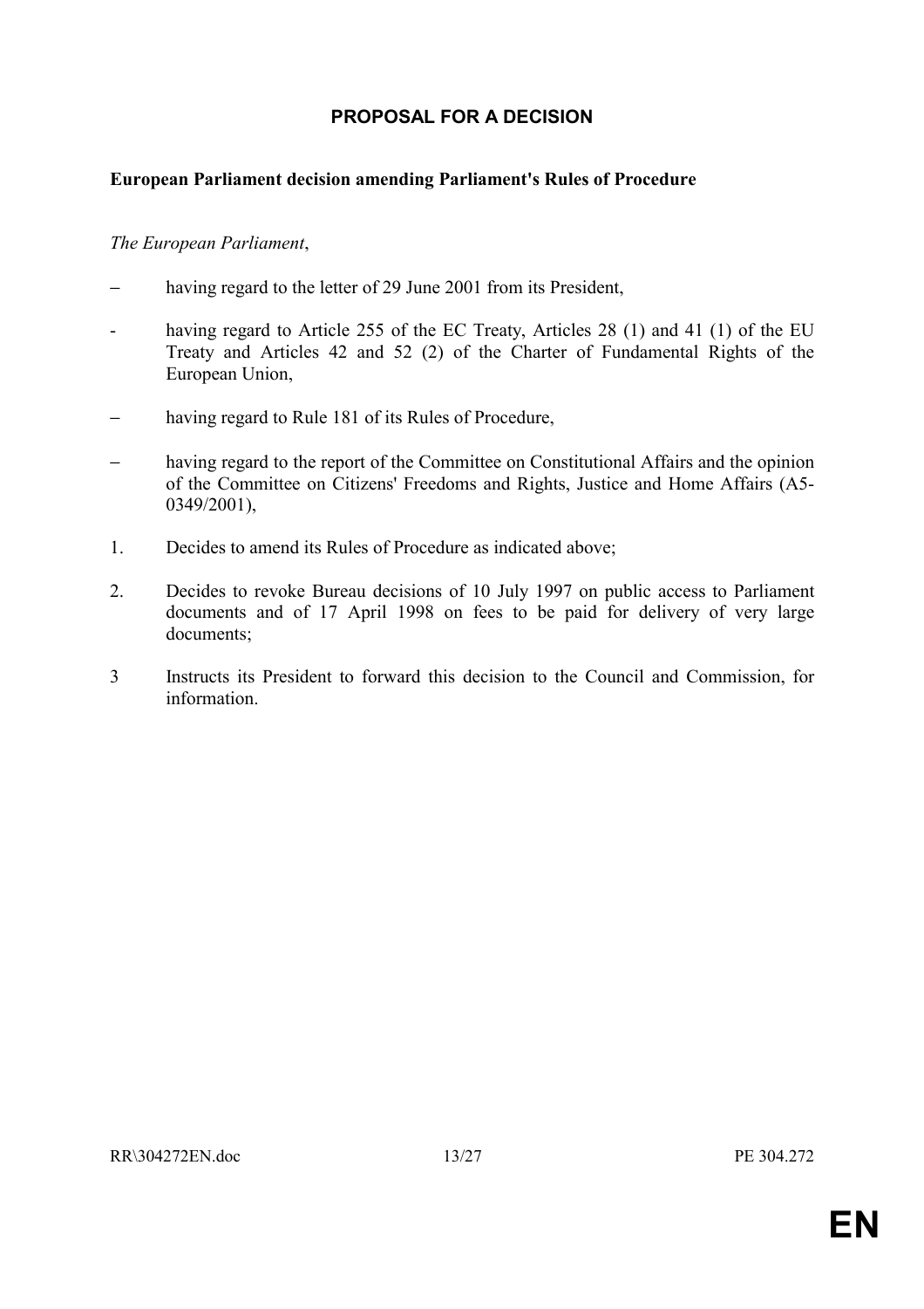# PROPOSAL FOR A DECISION

**European Parliament decision amending Parliament's Rules of Procedure**

*The European Parliament*,

– having regard to the letter of 29 June 2001 from its President,

- having regard to Article 255 of the EC Treaty, Articles 28 (1) and 41 (1) of the EU Treaty and Articles 42 and 52 (2) of the Charter of Fundamental Rights of the European Union,

– having regard to Rule 181 of its Rules of Procedure,

– having regard to the report of the Committee on Constitutional Affairs and the opinion of the Committee on Citizens' Freedoms and Rights, Justice and Home Affairs (A5-0349/2001),

1. Decides to amend its Rules of Procedure as indicated above;

2. Decides to revoke Bureau decisions of 10 July 1997 on public access to Parliament documents and of 17 April 1998 on fees to be paid for delivery of very large documents;

3 Instructs its President to forward this decision to the Council and Commission, for information.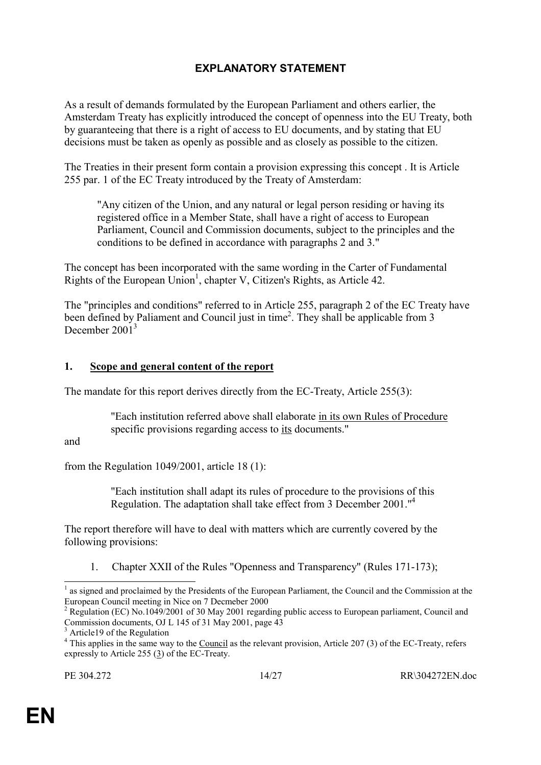## EXPLANATORY STATEMENT

As a result of demands formulated by the European Parliament and others earlier, the Amsterdam Treaty has explicitly introduced the concept of openness into the EU Treaty, both by guaranteeing that there is a right of access to EU documents, and by stating that EU decisions must be taken as openly as possible and as closely as possible to the citizen.

The Treaties in their present form contain a provision expressing this concept . It is Article 255 par. 1 of the EC Treaty introduced by the Treaty of Amsterdam:

> "Any citizen of the Union, and any natural or legal person residing or having its registered office in a Member State, shall have a right of access to European Parliament, Council and Commission documents, subject to the principles and the conditions to be defined in accordance with paragraphs 2 and 3."

The concept has been incorporated with the same wording in the Carter of Fundamental Rights of the European Union[1], chapter V, Citizen's Rights, as Article 42.

The "principles and conditions" referred to in Article 255, paragraph 2 of the EC Treaty have been defined by Paliament and Council just in time[2]. They shall be applicable from 3 December 2001[3]

### 1. Scope and general content of the report

The mandate for this report derives directly from the EC-Treaty, Article 255(3):

> "Each institution referred above shall elaborate in its own Rules of Procedure specific provisions regarding access to its documents."

and

from the Regulation 1049/2001, article 18 (1):

> "Each institution shall adapt its rules of procedure to the provisions of this Regulation. The adaptation shall take effect from 3 December 2001."[4]

The report therefore will have to deal with matters which are currently covered by the following provisions:

1. Chapter XXII of the Rules "Openness and Transparency" (Rules 171-173);

---

[1] as signed and proclaimed by the Presidents of the European Parliament, the Council and the Commission at the European Council meeting in Nice on 7 Decmeber 2000

[2] Regulation (EC) No.1049/2001 of 30 May 2001 regarding public access to European parliament, Council and Commission documents, OJ L 145 of 31 May 2001, page 43

[3] Article19 of the Regulation

[4] This applies in the same way to the Council as the relevant provision, Article 207 (3) of the EC-Treaty, refers expressly to Article 255 (3) of the EC-Treaty.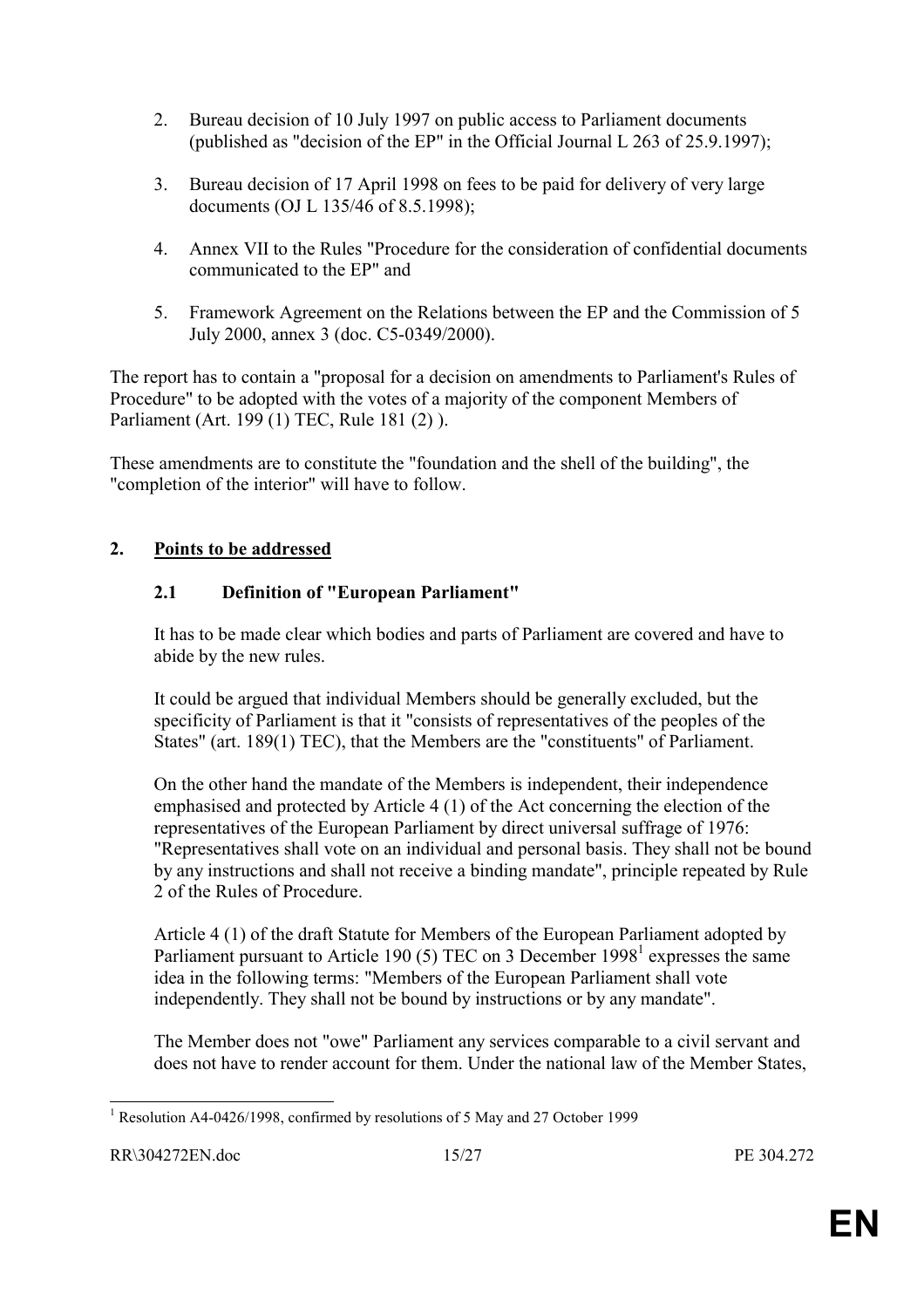2. Bureau decision of 10 July 1997 on public access to Parliament documents (published as "decision of the EP" in the Official Journal L 263 of 25.9.1997);

3. Bureau decision of 17 April 1998 on fees to be paid for delivery of very large documents (OJ L 135/46 of 8.5.1998);

4. Annex VII to the Rules "Procedure for the consideration of confidential documents communicated to the EP" and

5. Framework Agreement on the Relations between the EP and the Commission of 5 July 2000, annex 3 (doc. C5-0349/2000).

The report has to contain a "proposal for a decision on amendments to Parliament's Rules of Procedure" to be adopted with the votes of a majority of the component Members of Parliament (Art. 199 (1) TEC, Rule 181 (2) ).

These amendments are to constitute the "foundation and the shell of the building", the "completion of the interior" will have to follow.

## 2. Points to be addressed

### 2.1 Definition of "European Parliament"

It has to be made clear which bodies and parts of Parliament are covered and have to abide by the new rules.

It could be argued that individual Members should be generally excluded, but the specificity of Parliament is that it "consists of representatives of the peoples of the States" (art. 189(1) TEC), that the Members are the "constituents" of Parliament.

On the other hand the mandate of the Members is independent, their independence emphasised and protected by Article 4 (1) of the Act concerning the election of the representatives of the European Parliament by direct universal suffrage of 1976: "Representatives shall vote on an individual and personal basis. They shall not be bound by any instructions and shall not receive a binding mandate", principle repeated by Rule 2 of the Rules of Procedure.

Article 4 (1) of the draft Statute for Members of the European Parliament adopted by Parliament pursuant to Article 190 (5) TEC on 3 December 1998[1] expresses the same idea in the following terms: "Members of the European Parliament shall vote independently. They shall not be bound by instructions or by any mandate".

The Member does not "owe" Parliament any services comparable to a civil servant and does not have to render account for them. Under the national law of the Member States,

[1] Resolution A4-0426/1998, confirmed by resolutions of 5 May and 27 October 1999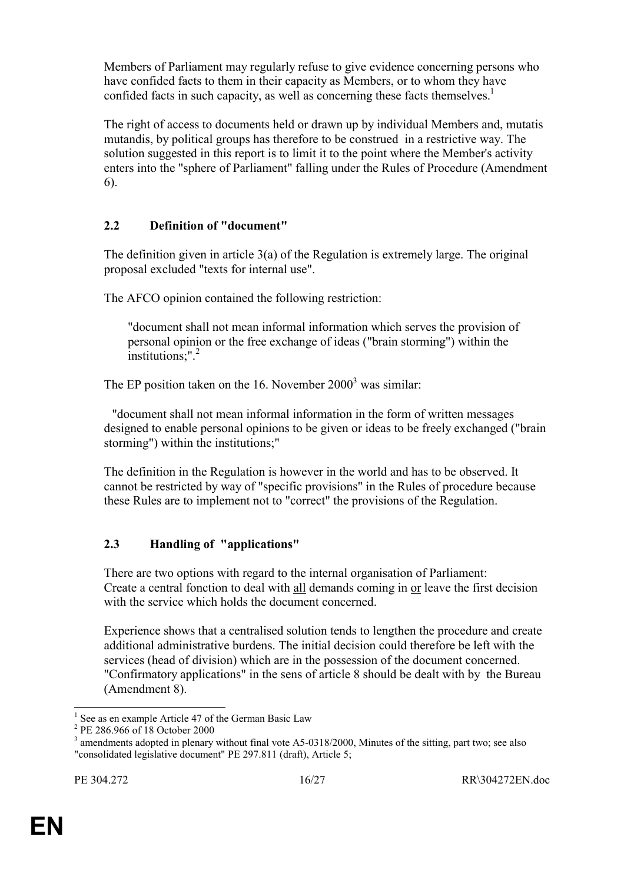Members of Parliament may regularly refuse to give evidence concerning persons who have confided facts to them in their capacity as Members, or to whom they have confided facts in such capacity, as well as concerning these facts themselves.[1]

The right of access to documents held or drawn up by individual Members and, mutatis mutandis, by political groups has therefore to be construed in a restrictive way. The solution suggested in this report is to limit it to the point where the Member's activity enters into the "sphere of Parliament" falling under the Rules of Procedure (Amendment 6).

## 2.2 Definition of "document"

The definition given in article 3(a) of the Regulation is extremely large. The original proposal excluded "texts for internal use".

The AFCO opinion contained the following restriction:

> "document shall not mean informal information which serves the provision of personal opinion or the free exchange of ideas ("brain storming") within the institutions;".[2]

The EP position taken on the 16. November 2000[3] was similar:

> "document shall not mean informal information in the form of written messages designed to enable personal opinions to be given or ideas to be freely exchanged ("brain storming") within the institutions;"

The definition in the Regulation is however in the world and has to be observed. It cannot be restricted by way of "specific provisions" in the Rules of procedure because these Rules are to implement not to "correct" the provisions of the Regulation.

## 2.3 Handling of "applications"

There are two options with regard to the internal organisation of Parliament: Create a central fonction to deal with <u>all</u> demands coming in <u>or</u> leave the first decision with the service which holds the document concerned.

Experience shows that a centralised solution tends to lengthen the procedure and create additional administrative burdens. The initial decision could therefore be left with the services (head of division) which are in the possession of the document concerned. "Confirmatory applications" in the sens of article 8 should be dealt with by the Bureau (Amendment 8).

---

[1] See as en example Article 47 of the German Basic Law

[2] PE 286.966 of 18 October 2000

[3] amendments adopted in plenary without final vote A5-0318/2000, Minutes of the sitting, part two; see also "consolidated legislative document" PE 297.811 (draft), Article 5;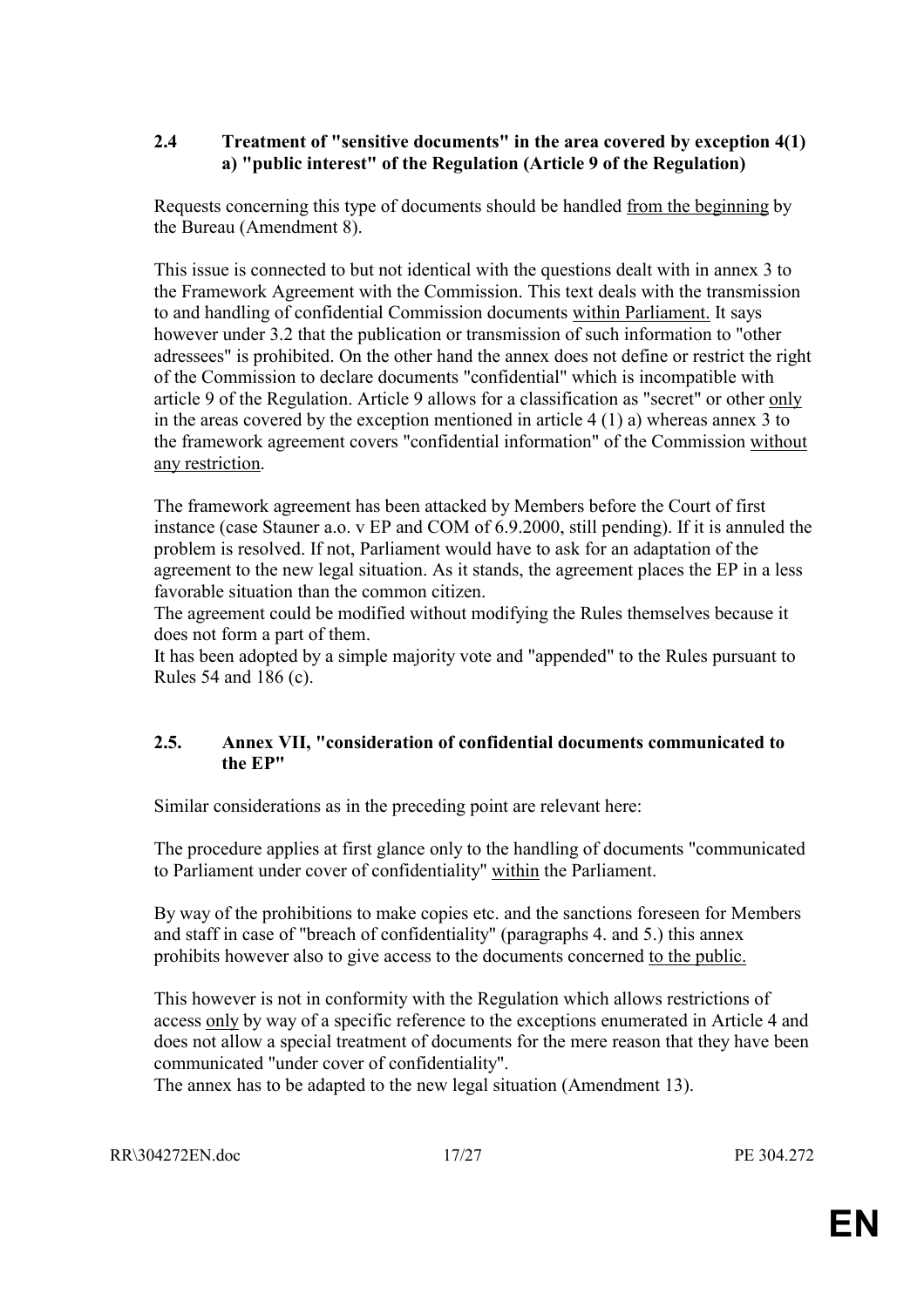### 2.4 Treatment of "sensitive documents" in the area covered by exception 4(1) a) "public interest" of the Regulation (Article 9 of the Regulation)

Requests concerning this type of documents should be handled from the beginning by the Bureau (Amendment 8).

This issue is connected to but not identical with the questions dealt with in annex 3 to the Framework Agreement with the Commission. This text deals with the transmission to and handling of confidential Commission documents within Parliament. It says however under 3.2 that the publication or transmission of such information to "other adressees" is prohibited. On the other hand the annex does not define or restrict the right of the Commission to declare documents "confidential" which is incompatible with article 9 of the Regulation. Article 9 allows for a classification as "secret" or other only in the areas covered by the exception mentioned in article 4 (1) a) whereas annex 3 to the framework agreement covers "confidential information" of the Commission without any restriction.

The framework agreement has been attacked by Members before the Court of first instance (case Stauner a.o. v EP and COM of 6.9.2000, still pending). If it is annuled the problem is resolved. If not, Parliament would have to ask for an adaptation of the agreement to the new legal situation. As it stands, the agreement places the EP in a less favorable situation than the common citizen.
The agreement could be modified without modifying the Rules themselves because it does not form a part of them.
It has been adopted by a simple majority vote and "appended" to the Rules pursuant to Rules 54 and 186 (c).

### 2.5. Annex VII, "consideration of confidential documents communicated to the EP"

Similar considerations as in the preceding point are relevant here:

The procedure applies at first glance only to the handling of documents "communicated to Parliament under cover of confidentiality" within the Parliament.

By way of the prohibitions to make copies etc. and the sanctions foreseen for Members and staff in case of "breach of confidentiality" (paragraphs 4. and 5.) this annex prohibits however also to give access to the documents concerned to the public.

This however is not in conformity with the Regulation which allows restrictions of access only by way of a specific reference to the exceptions enumerated in Article 4 and does not allow a special treatment of documents for the mere reason that they have been communicated "under cover of confidentiality".
The annex has to be adapted to the new legal situation (Amendment 13).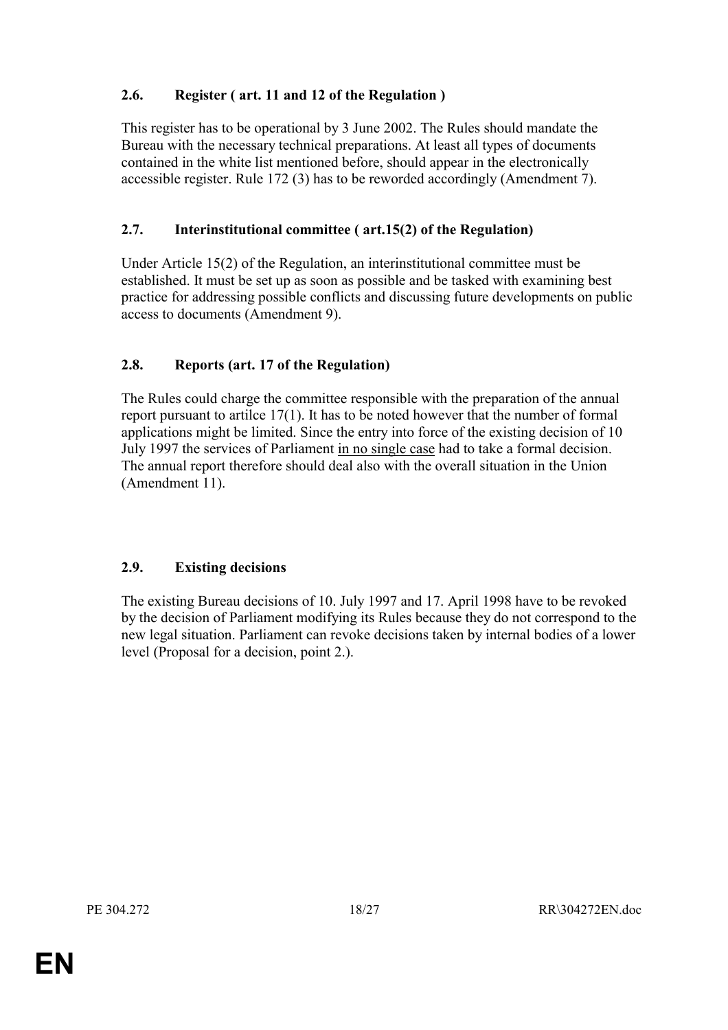### 2.6. Register ( art. 11 and 12 of the Regulation )

This register has to be operational by 3 June 2002. The Rules should mandate the Bureau with the necessary technical preparations. At least all types of documents contained in the white list mentioned before, should appear in the electronically accessible register. Rule 172 (3) has to be reworded accordingly (Amendment 7).

### 2.7. Interinstitutional committee ( art.15(2) of the Regulation)

Under Article 15(2) of the Regulation, an interinstitutional committee must be established. It must be set up as soon as possible and be tasked with examining best practice for addressing possible conflicts and discussing future developments on public access to documents (Amendment 9).

### 2.8. Reports (art. 17 of the Regulation)

The Rules could charge the committee responsible with the preparation of the annual report pursuant to artilce 17(1). It has to be noted however that the number of formal applications might be limited. Since the entry into force of the existing decision of 10 July 1997 the services of Parliament <u>in no single case</u> had to take a formal decision. The annual report therefore should deal also with the overall situation in the Union (Amendment 11).

### 2.9. Existing decisions

The existing Bureau decisions of 10. July 1997 and 17. April 1998 have to be revoked by the decision of Parliament modifying its Rules because they do not correspond to the new legal situation. Parliament can revoke decisions taken by internal bodies of a lower level (Proposal for a decision, point 2.).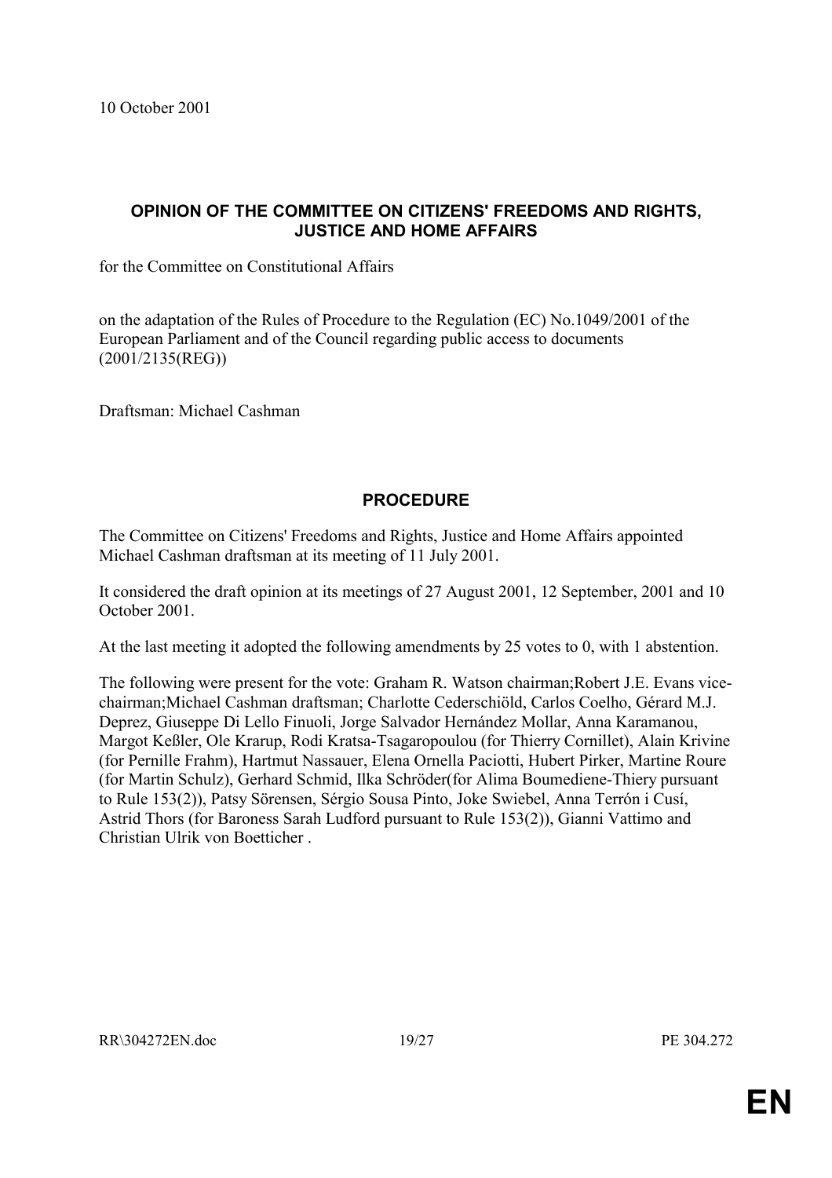10 October 2001

## OPINION OF THE COMMITTEE ON CITIZENS' FREEDOMS AND RIGHTS, JUSTICE AND HOME AFFAIRS

for the Committee on Constitutional Affairs

on the adaptation of the Rules of Procedure to the Regulation (EC) No.1049/2001 of the European Parliament and of the Council regarding public access to documents (2001/2135(REG))

Draftsman: Michael Cashman

## PROCEDURE

The Committee on Citizens' Freedoms and Rights, Justice and Home Affairs appointed Michael Cashman draftsman at its meeting of 11 July 2001.

It considered the draft opinion at its meetings of 27 August 2001, 12 September, 2001 and 10 October 2001.

At the last meeting it adopted the following amendments by 25 votes to 0, with 1 abstention.

The following were present for the vote: Graham R. Watson chairman;Robert J.E. Evans vice-chairman;Michael Cashman draftsman; Charlotte Cederschiöld, Carlos Coelho, Gérard M.J. Deprez, Giuseppe Di Lello Finuoli, Jorge Salvador Hernández Mollar, Anna Karamanou, Margot Keßler, Ole Krarup, Rodi Kratsa-Tsagaropoulou (for Thierry Cornillet), Alain Krivine (for Pernille Frahm), Hartmut Nassauer, Elena Ornella Paciotti, Hubert Pirker, Martine Roure (for Martin Schulz), Gerhard Schmid, Ilka Schröder(for Alima Boumediene-Thiery pursuant to Rule 153(2)), Patsy Sörensen, Sérgio Sousa Pinto, Joke Swiebel, Anna Terrón i Cusí, Astrid Thors (for Baroness Sarah Ludford pursuant to Rule 153(2)), Gianni Vattimo and Christian Ulrik von Boetticher .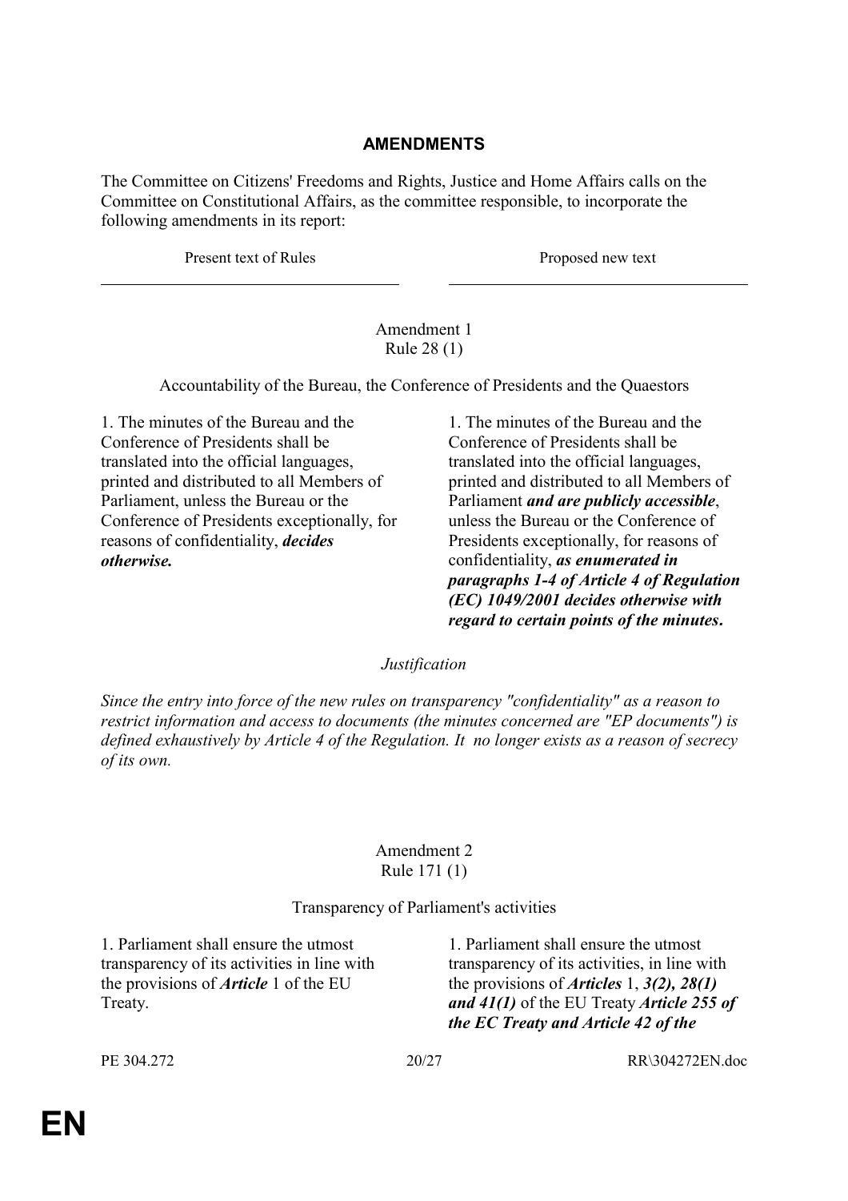## AMENDMENTS

The Committee on Citizens' Freedoms and Rights, Justice and Home Affairs calls on the Committee on Constitutional Affairs, as the committee responsible, to incorporate the following amendments in its report:

| Present text of Rules | Proposed new text |
| --- | --- |

Amendment 1
Rule 28 (1)

Accountability of the Bureau, the Conference of Presidents and the Quaestors

| Present text of Rules | Proposed new text |
| --- | --- |
| 1. The minutes of the Bureau and the Conference of Presidents shall be translated into the official languages, printed and distributed to all Members of Parliament, unless the Bureau or the Conference of Presidents exceptionally, for reasons of confidentiality, ***decides otherwise.*** | 1. The minutes of the Bureau and the Conference of Presidents shall be translated into the official languages, printed and distributed to all Members of Parliament ***and are publicly accessible***, unless the Bureau or the Conference of Presidents exceptionally, for reasons of confidentiality, ***as enumerated in paragraphs 1-4 of Article 4 of Regulation (EC) 1049/2001 decides otherwise with regard to certain points of the minutes.*** |

*Justification*

*Since the entry into force of the new rules on transparency "confidentiality" as a reason to restrict information and access to documents (the minutes concerned are "EP documents") is defined exhaustively by Article 4 of the Regulation. It no longer exists as a reason of secrecy of its own.*

Amendment 2
Rule 171 (1)

Transparency of Parliament's activities

| Present text of Rules | Proposed new text |
| --- | --- |
| 1. Parliament shall ensure the utmost transparency of its activities in line with the provisions of ***Article*** 1 of the EU Treaty. | 1. Parliament shall ensure the utmost transparency of its activities, in line with the provisions of ***Articles*** 1, ***3(2), 28(1) and 41(1)*** of the EU Treaty ***Article 255 of the EC Treaty and Article 42 of the*** |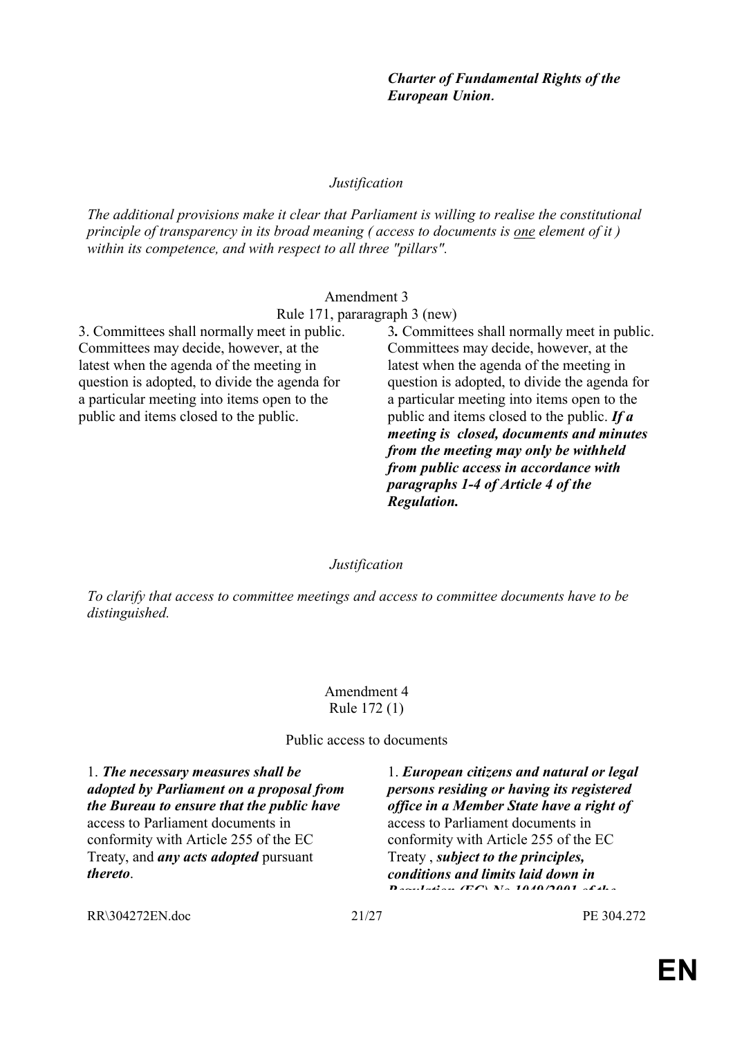| | *Charter of Fundamental Rights of the European Union*. |
|---|---|

*Justification*

*The additional provisions make it clear that Parliament is willing to realise the constitutional principle of transparency in its broad meaning ( access to documents is one element of it ) within its competence, and with respect to all three "pillars".*

Amendment 3
Rule 171, pararagraph 3 (new)

| | |
|---|---|
| 3. Committees shall normally meet in public. Committees may decide, however, at the latest when the agenda of the meeting in question is adopted, to divide the agenda for a particular meeting into items open to the public and items closed to the public. | 3**.** Committees shall normally meet in public. Committees may decide, however, at the latest when the agenda of the meeting in question is adopted, to divide the agenda for a particular meeting into items open to the public and items closed to the public. ***If a meeting is closed, documents and minutes from the meeting may only be withheld from public access in accordance with paragraphs 1-4 of Article 4 of the Regulation.*** |

*Justification*

*To clarify that access to committee meetings and access to committee documents have to be distinguished.*

Amendment 4
Rule 172 (1)

Public access to documents

| | |
|---|---|
| 1. ***The necessary measures shall be adopted by Parliament on a proposal from the Bureau to ensure that the public have*** access to Parliament documents in conformity with Article 255 of the EC Treaty, and ***any acts adopted*** pursuant ***thereto***. | 1. ***European citizens and natural or legal persons residing or having its registered office in a Member State have a right of*** access to Parliament documents in conformity with Article 255 of the EC Treaty , ***subject to the principles, conditions and limits laid down in Regulation (EC) No 1049/2001 of the*** |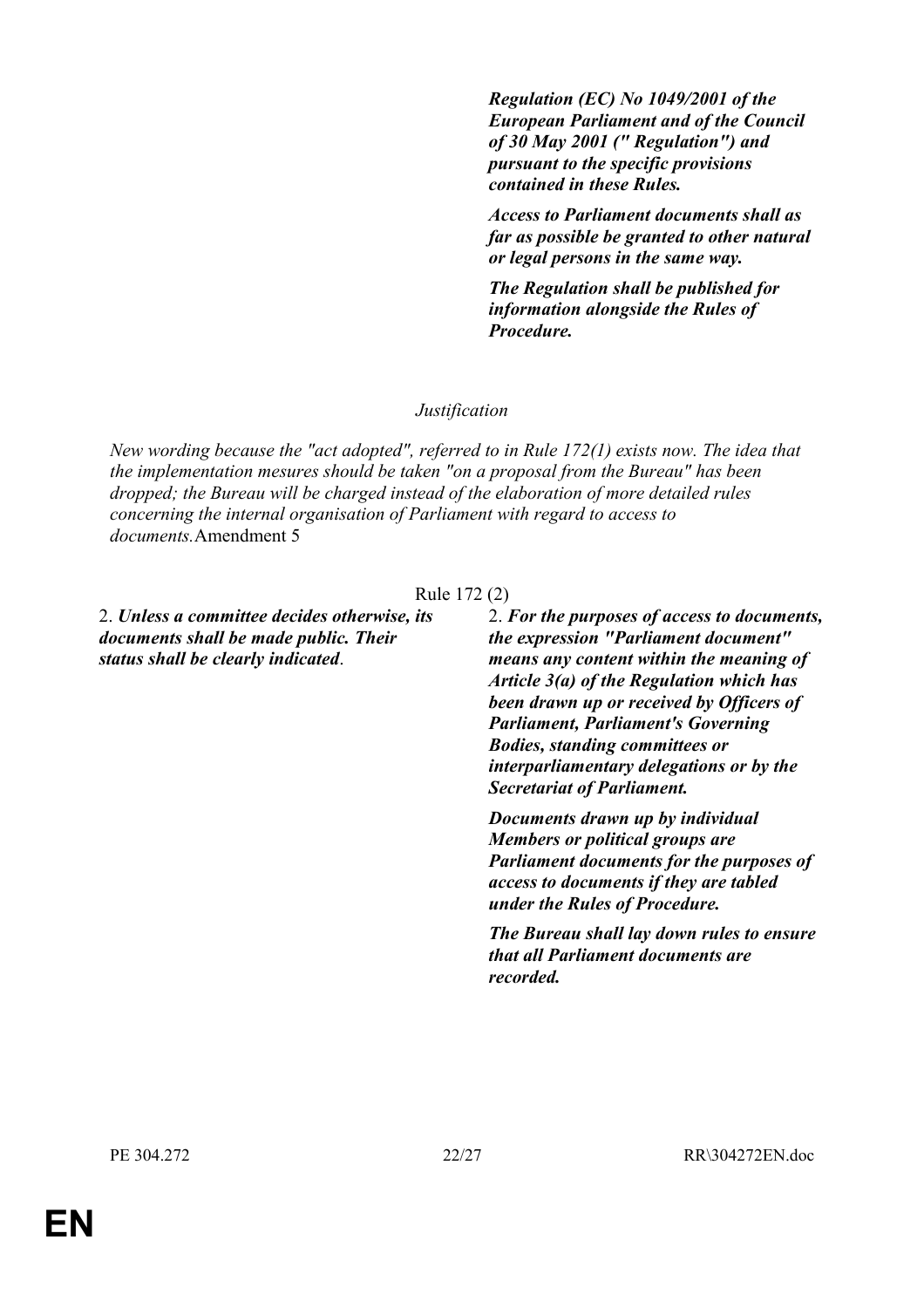| | ***Regulation (EC) No 1049/2001 of the European Parliament and of the Council of 30 May 2001 (" Regulation") and pursuant to the specific provisions contained in these Rules.*** |
|---|---|
| | ***Access to Parliament documents shall as far as possible be granted to other natural or legal persons in the same way.*** |
| | ***The Regulation shall be published for information alongside the Rules of Procedure.*** |

*Justification*

*New wording because the "act adopted", referred to in Rule 172(1) exists now. The idea that the implementation mesures should be taken "on a proposal from the Bureau" has been dropped; the Bureau will be charged instead of the elaboration of more detailed rules concerning the internal organisation of Parliament with regard to access to documents.*Amendment 5

Rule 172 (2)

| | |
|---|---|
| 2. ***Unless a committee decides otherwise, its documents shall be made public. Their status shall be clearly indicated***. | 2. ***For the purposes of access to documents, the expression "Parliament document" means any content within the meaning of Article 3(a) of the Regulation which has been drawn up or received by Officers of Parliament, Parliament's Governing Bodies, standing committees or interparliamentary delegations or by the Secretariat of Parliament.*** |
| | ***Documents drawn up by individual Members or political groups are Parliament documents for the purposes of access to documents if they are tabled under the Rules of Procedure.*** |
| | ***The Bureau shall lay down rules to ensure that all Parliament documents are recorded.*** |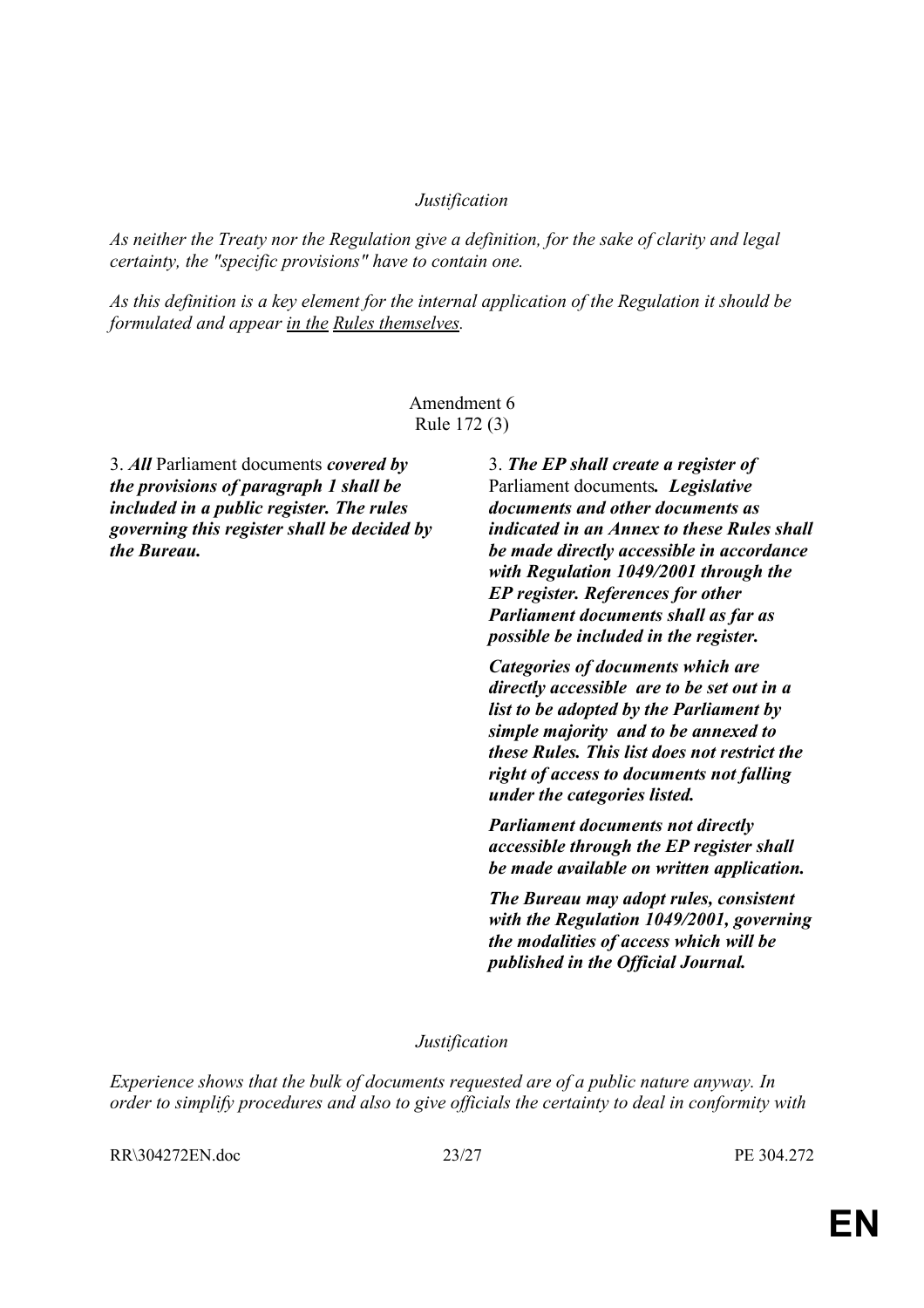*Justification*

*As neither the Treaty nor the Regulation give a definition, for the sake of clarity and legal certainty, the "specific provisions" have to contain one.*

*As this definition is a key element for the internal application of the Regulation it should be formulated and appear in the Rules themselves.*

Amendment 6
Rule 172 (3)

| | |
|---|---|
| 3. ***All*** Parliament documents ***covered by the provisions of paragraph 1 shall be included in a public register. The rules governing this register shall be decided by the Bureau.*** | 3. ***The EP shall create a register of*** Parliament documents***. Legislative documents and other documents as indicated in an Annex to these Rules shall be made directly accessible in accordance with Regulation 1049/2001 through the EP register. References for other Parliament documents shall as far as possible be included in the register.*** <br><br> ***Categories of documents which are directly accessible are to be set out in a list to be adopted by the Parliament by simple majority and to be annexed to these Rules. This list does not restrict the right of access to documents not falling under the categories listed.*** <br><br> ***Parliament documents not directly accessible through the EP register shall be made available on written application.*** <br><br> ***The Bureau may adopt rules, consistent with the Regulation 1049/2001, governing the modalities of access which will be published in the Official Journal.*** |

*Justification*

*Experience shows that the bulk of documents requested are of a public nature anyway. In order to simplify procedures and also to give officials the certainty to deal in conformity with*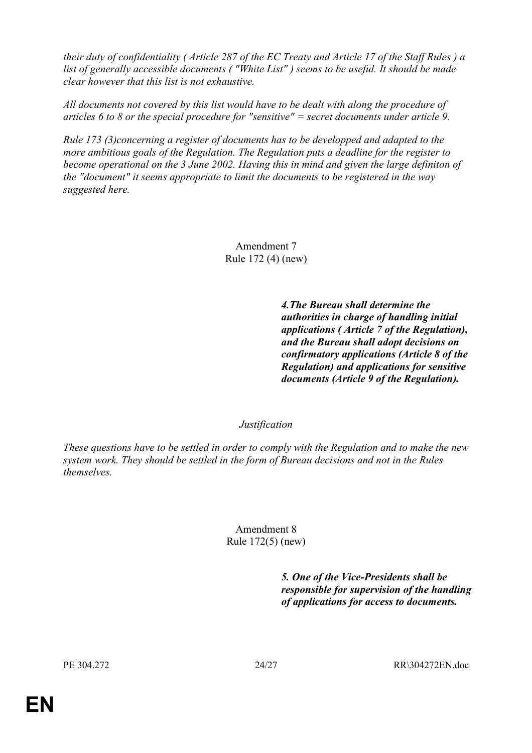*their duty of confidentiality ( Article 287 of the EC Treaty and Article 17 of the Staff Rules ) a list of generally accessible documents ( "White List" ) seems to be useful. It should be made clear however that this list is not exhaustive.*

*All documents not covered by this list would have to be dealt with along the procedure of articles 6 to 8 or the special procedure for "sensitive" = secret documents under article 9.*

*Rule 173 (3)concerning a register of documents has to be developped and adapted to the more ambitious goals of the Regulation. The Regulation puts a deadline for the register to become operational on the 3 June 2002. Having this in mind and given the large definiton of the "document" it seems appropriate to limit the documents to be registered in the way suggested here.*

Amendment 7
Rule 172 (4) (new)

| | |
|---|---|
| | ***4.The Bureau shall determine the authorities in charge of handling initial applications ( Article 7 of the Regulation), and the Bureau shall adopt decisions on confirmatory applications (Article 8 of the Regulation) and applications for sensitive documents (Article 9 of the Regulation).*** |

*Justification*

*These questions have to be settled in order to comply with the Regulation and to make the new system work. They should be settled in the form of Bureau decisions and not in the Rules themselves.*

Amendment 8
Rule 172(5) (new)

| | |
|---|---|
| | ***5. One of the Vice-Presidents shall be responsible for supervision of the handling of applications for access to documents.*** |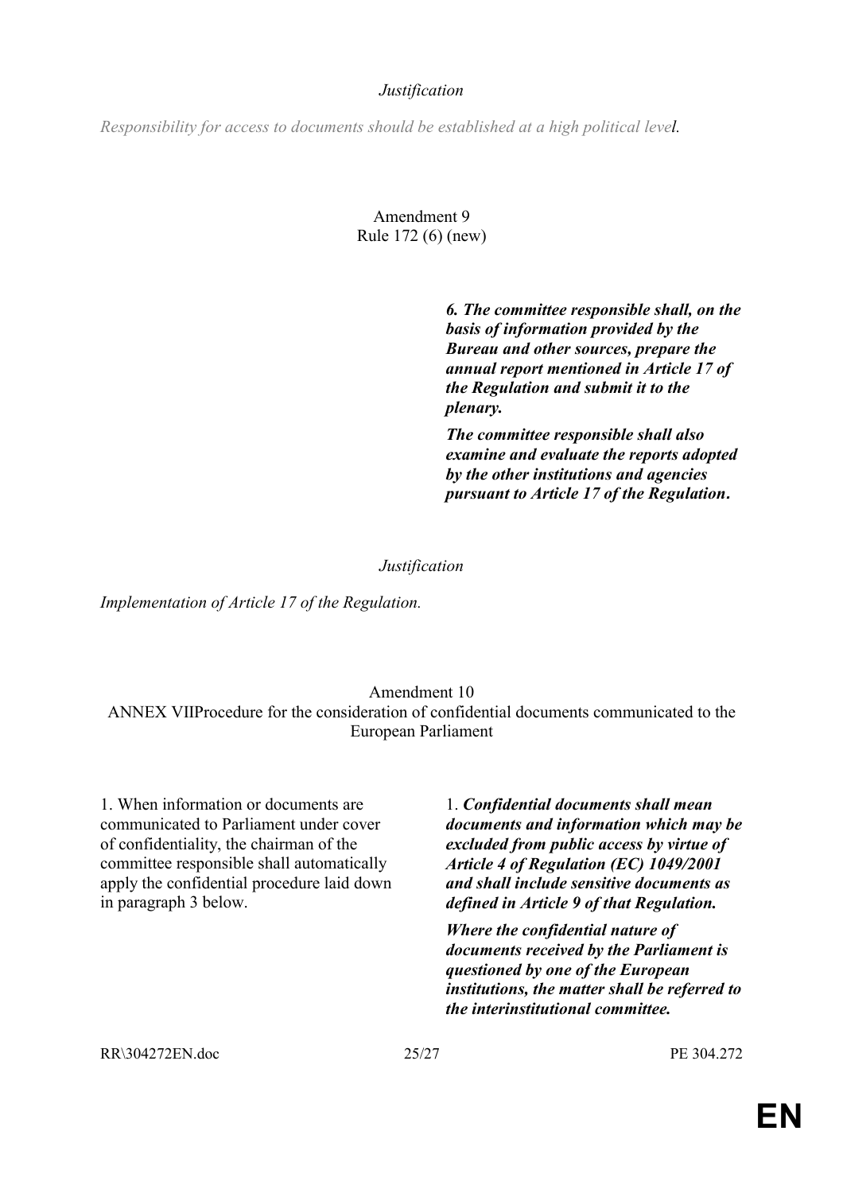*Justification*

*Responsibility for access to documents should be established at a high political level.*

Amendment 9
Rule 172 (6) (new)

| | |
|---|---|
| | ***6. The committee responsible shall, on the basis of information provided by the Bureau and other sources, prepare the annual report mentioned in Article 17 of the Regulation and submit it to the plenary.*** <br><br> ***The committee responsible shall also examine and evaluate the reports adopted by the other institutions and agencies pursuant to Article 17 of the Regulation.*** |

*Justification*

*Implementation of Article 17 of the Regulation.*

Amendment 10
ANNEX VIIProcedure for the consideration of confidential documents communicated to the European Parliament

| | |
|---|---|
| 1. When information or documents are communicated to Parliament under cover of confidentiality, the chairman of the committee responsible shall automatically apply the confidential procedure laid down in paragraph 3 below. | 1. ***Confidential documents shall mean documents and information which may be excluded from public access by virtue of Article 4 of Regulation (EC) 1049/2001 and shall include sensitive documents as defined in Article 9 of that Regulation.*** <br><br> ***Where the confidential nature of documents received by the Parliament is questioned by one of the European institutions, the matter shall be referred to the interinstitutional committee.*** |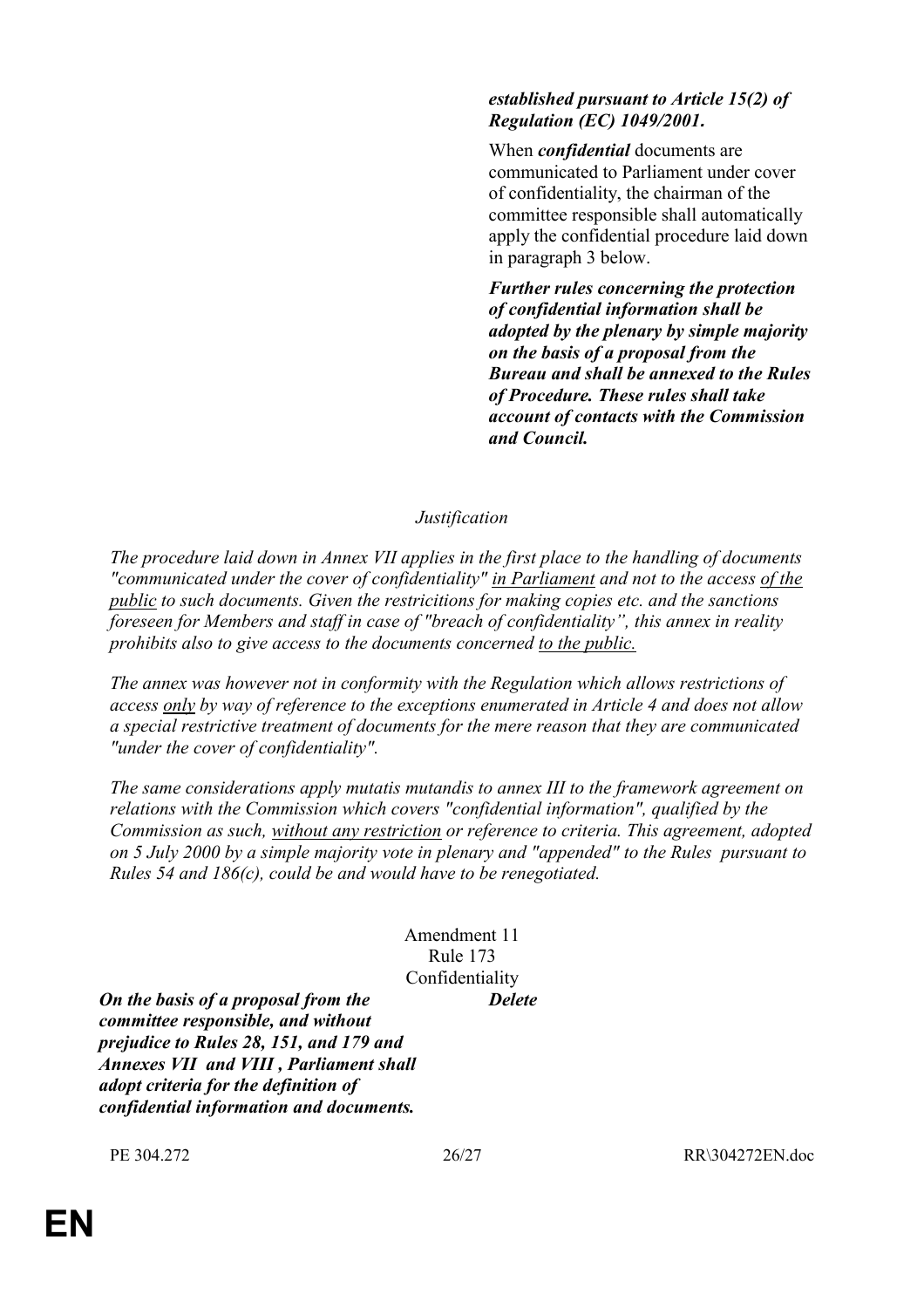| | |
|---|---|
| | ***established pursuant to Article 15(2) of Regulation (EC) 1049/2001.*** |
| | When ***confidential*** documents are communicated to Parliament under cover of confidentiality, the chairman of the committee responsible shall automatically apply the confidential procedure laid down in paragraph 3 below. |
| | ***Further rules concerning the protection of confidential information shall be adopted by the plenary by simple majority on the basis of a proposal from the Bureau and shall be annexed to the Rules of Procedure. These rules shall take account of contacts with the Commission and Council.*** |

*Justification*

*The procedure laid down in Annex VII applies in the first place to the handling of documents "communicated under the cover of confidentiality" <u>in Parliament</u> and not to the access <u>of the public</u> to such documents. Given the restricitions for making copies etc. and the sanctions foreseen for Members and staff in case of "breach of confidentiality", this annex in reality prohibits also to give access to the documents concerned <u>to the public.</u>*

*The annex was however not in conformity with the Regulation which allows restrictions of access <u>only</u> by way of reference to the exceptions enumerated in Article 4 and does not allow a special restrictive treatment of documents for the mere reason that they are communicated "under the cover of confidentiality".*

*The same considerations apply mutatis mutandis to annex III to the framework agreement on relations with the Commission which covers "confidential information", qualified by the Commission as such, <u>without any restriction</u> or reference to criteria. This agreement, adopted on 5 July 2000 by a simple majority vote in plenary and "appended" to the Rules pursuant to Rules 54 and 186(c), could be and would have to be renegotiated.*

Amendment 11
Rule 173
Confidentiality

| | |
|---|---|
| ***On the basis of a proposal from the committee responsible, and without prejudice to Rules 28, 151, and 179 and Annexes VII and VIII , Parliament shall adopt criteria for the definition of confidential information and documents.*** | ***Delete*** |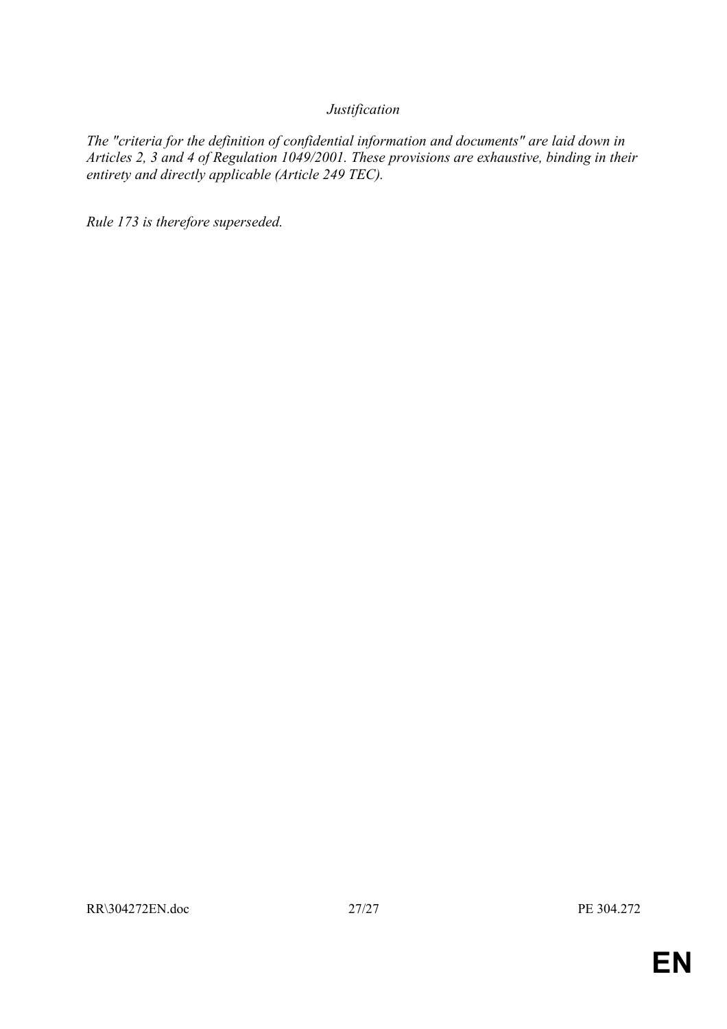*Justification*

*The "criteria for the definition of confidential information and documents" are laid down in Articles 2, 3 and 4 of Regulation 1049/2001. These provisions are exhaustive, binding in their entirety and directly applicable (Article 249 TEC).*

*Rule 173 is therefore superseded.*